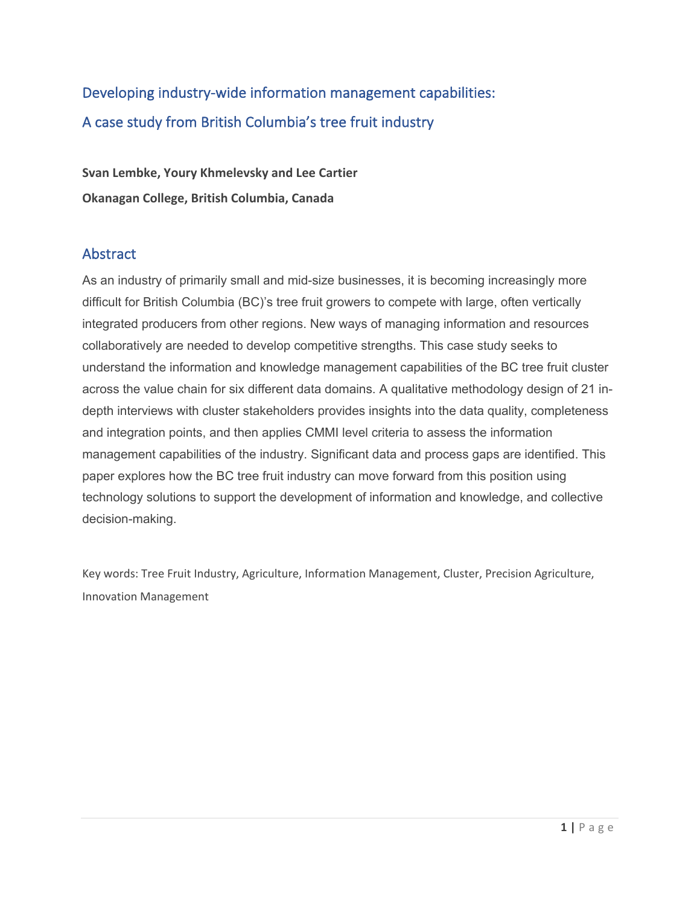# Developing industry-wide information management capabilities: A case study from British Columbia's tree fruit industry

**Svan Lembke, Youry Khmelevsky and Lee Cartier**

**Okanagan College, British Columbia, Canada**

## Abstract

As an industry of primarily small and mid-size businesses, it is becoming increasingly more difficult for British Columbia (BC)'s tree fruit growers to compete with large, often vertically integrated producers from other regions. New ways of managing information and resources collaboratively are needed to develop competitive strengths. This case study seeks to understand the information and knowledge management capabilities of the BC tree fruit cluster across the value chain for six different data domains. A qualitative methodology design of 21 in-depth interviews with cluster stakeholders provides insights into the data quality, completeness and integration points, and then applies CMMI level criteria to assess the information management capabilities of the industry. Significant data and process gaps are identified. This paper explores how the BC tree fruit industry can move forward from this position using technology solutions to support the development of information and knowledge, and collective decision-making.

Key words: Tree Fruit Industry, Agriculture, Information Management, Cluster, Precision Agriculture, Innovation Management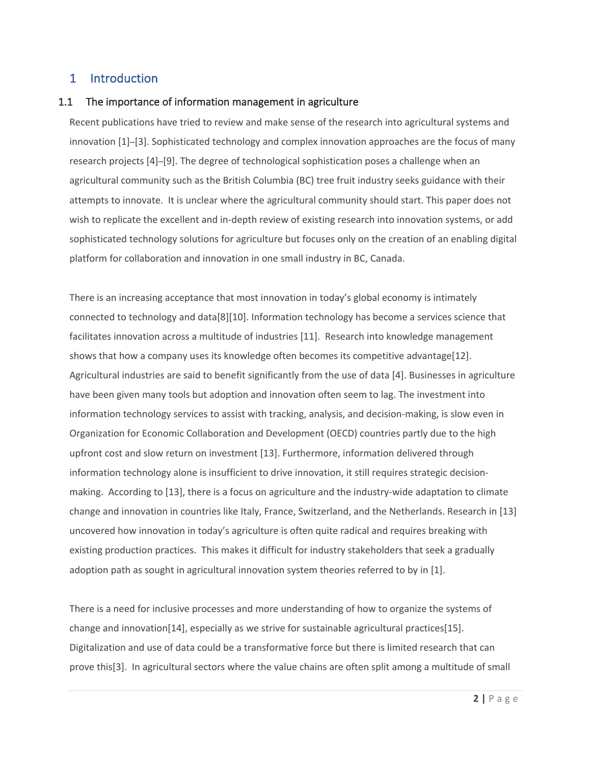# 1 Introduction

## 1.1 The importance of information management in agriculture

Recent publications have tried to review and make sense of the research into agricultural systems and innovation [1]–[3]. Sophisticated technology and complex innovation approaches are the focus of many research projects [4]–[9]. The degree of technological sophistication poses a challenge when an agricultural community such as the British Columbia (BC) tree fruit industry seeks guidance with their attempts to innovate. It is unclear where the agricultural community should start. This paper does not wish to replicate the excellent and in-depth review of existing research into innovation systems, or add sophisticated technology solutions for agriculture but focuses only on the creation of an enabling digital platform for collaboration and innovation in one small industry in BC, Canada.

There is an increasing acceptance that most innovation in today's global economy is intimately connected to technology and data[8][10]. Information technology has become a services science that facilitates innovation across a multitude of industries [11]. Research into knowledge management shows that how a company uses its knowledge often becomes its competitive advantage[12]. Agricultural industries are said to benefit significantly from the use of data [4]. Businesses in agriculture have been given many tools but adoption and innovation often seem to lag. The investment into information technology services to assist with tracking, analysis, and decision-making, is slow even in Organization for Economic Collaboration and Development (OECD) countries partly due to the high upfront cost and slow return on investment [13]. Furthermore, information delivered through information technology alone is insufficient to drive innovation, it still requires strategic decision-making. According to [13], there is a focus on agriculture and the industry-wide adaptation to climate change and innovation in countries like Italy, France, Switzerland, and the Netherlands. Research in [13] uncovered how innovation in today's agriculture is often quite radical and requires breaking with existing production practices. This makes it difficult for industry stakeholders that seek a gradually adoption path as sought in agricultural innovation system theories referred to by in [1].

There is a need for inclusive processes and more understanding of how to organize the systems of change and innovation[14], especially as we strive for sustainable agricultural practices[15]. Digitalization and use of data could be a transformative force but there is limited research that can prove this[3]. In agricultural sectors where the value chains are often split among a multitude of small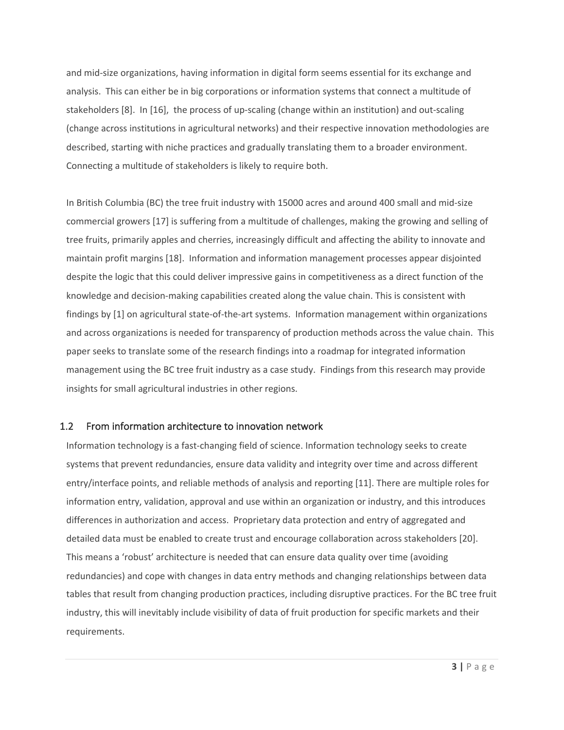and mid-size organizations, having information in digital form seems essential for its exchange and analysis. This can either be in big corporations or information systems that connect a multitude of stakeholders [8]. In [16], the process of up-scaling (change within an institution) and out-scaling (change across institutions in agricultural networks) and their respective innovation methodologies are described, starting with niche practices and gradually translating them to a broader environment. Connecting a multitude of stakeholders is likely to require both.

In British Columbia (BC) the tree fruit industry with 15000 acres and around 400 small and mid-size commercial growers [17] is suffering from a multitude of challenges, making the growing and selling of tree fruits, primarily apples and cherries, increasingly difficult and affecting the ability to innovate and maintain profit margins [18]. Information and information management processes appear disjointed despite the logic that this could deliver impressive gains in competitiveness as a direct function of the knowledge and decision-making capabilities created along the value chain. This is consistent with findings by [1] on agricultural state-of-the-art systems. Information management within organizations and across organizations is needed for transparency of production methods across the value chain. This paper seeks to translate some of the research findings into a roadmap for integrated information management using the BC tree fruit industry as a case study. Findings from this research may provide insights for small agricultural industries in other regions.

## 1.2 From information architecture to innovation network

Information technology is a fast-changing field of science. Information technology seeks to create systems that prevent redundancies, ensure data validity and integrity over time and across different entry/interface points, and reliable methods of analysis and reporting [11]. There are multiple roles for information entry, validation, approval and use within an organization or industry, and this introduces differences in authorization and access. Proprietary data protection and entry of aggregated and detailed data must be enabled to create trust and encourage collaboration across stakeholders [20]. This means a 'robust' architecture is needed that can ensure data quality over time (avoiding redundancies) and cope with changes in data entry methods and changing relationships between data tables that result from changing production practices, including disruptive practices. For the BC tree fruit industry, this will inevitably include visibility of data of fruit production for specific markets and their requirements.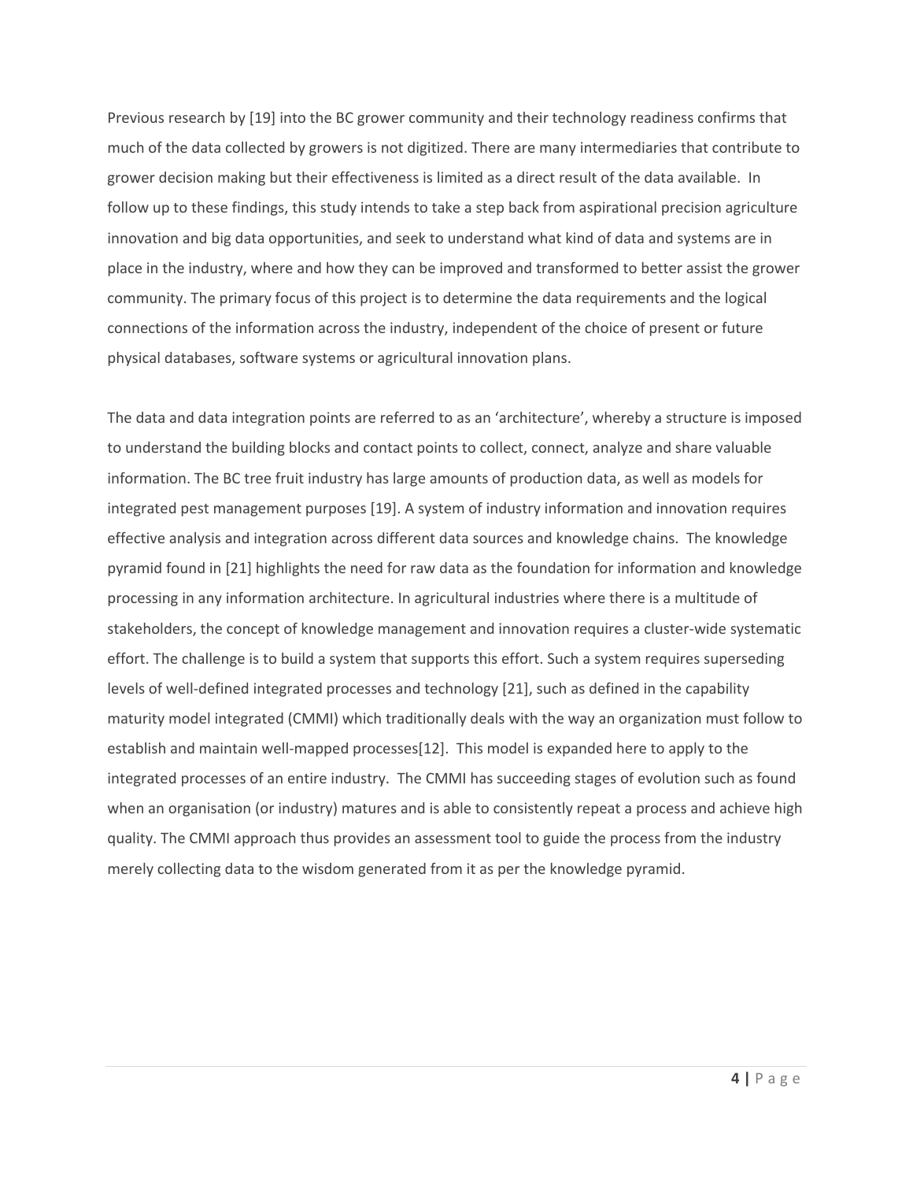Previous research by [19] into the BC grower community and their technology readiness confirms that much of the data collected by growers is not digitized. There are many intermediaries that contribute to grower decision making but their effectiveness is limited as a direct result of the data available. In follow up to these findings, this study intends to take a step back from aspirational precision agriculture innovation and big data opportunities, and seek to understand what kind of data and systems are in place in the industry, where and how they can be improved and transformed to better assist the grower community. The primary focus of this project is to determine the data requirements and the logical connections of the information across the industry, independent of the choice of present or future physical databases, software systems or agricultural innovation plans.

The data and data integration points are referred to as an 'architecture', whereby a structure is imposed to understand the building blocks and contact points to collect, connect, analyze and share valuable information. The BC tree fruit industry has large amounts of production data, as well as models for integrated pest management purposes [19]. A system of industry information and innovation requires effective analysis and integration across different data sources and knowledge chains. The knowledge pyramid found in [21] highlights the need for raw data as the foundation for information and knowledge processing in any information architecture. In agricultural industries where there is a multitude of stakeholders, the concept of knowledge management and innovation requires a cluster-wide systematic effort. The challenge is to build a system that supports this effort. Such a system requires superseding levels of well-defined integrated processes and technology [21], such as defined in the capability maturity model integrated (CMMI) which traditionally deals with the way an organization must follow to establish and maintain well-mapped processes[12]. This model is expanded here to apply to the integrated processes of an entire industry. The CMMI has succeeding stages of evolution such as found when an organisation (or industry) matures and is able to consistently repeat a process and achieve high quality. The CMMI approach thus provides an assessment tool to guide the process from the industry merely collecting data to the wisdom generated from it as per the knowledge pyramid.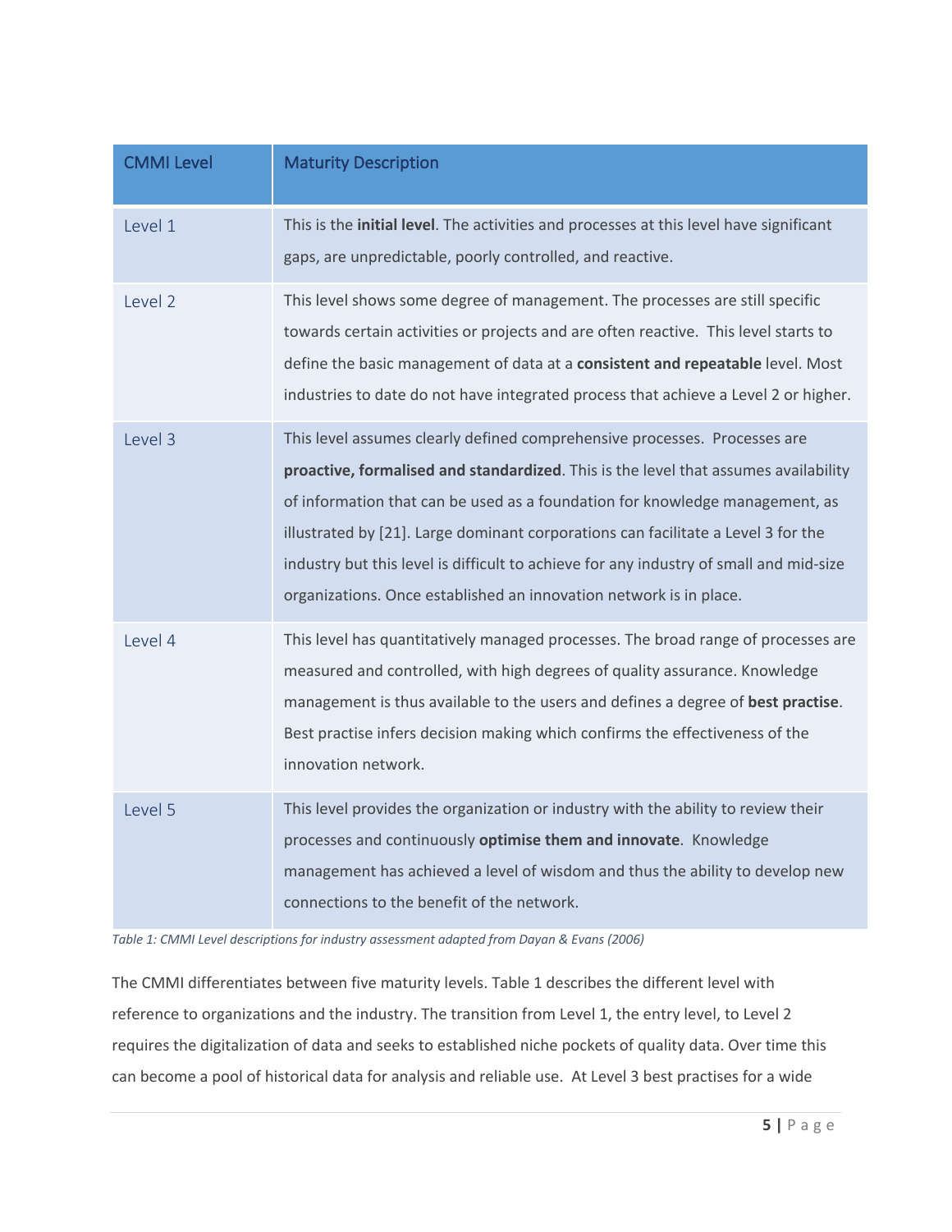| CMMI Level | Maturity Description |
| --- | --- |
| Level 1 | This is the **initial level**. The activities and processes at this level have significant gaps, are unpredictable, poorly controlled, and reactive. |
| Level 2 | This level shows some degree of management. The processes are still specific towards certain activities or projects and are often reactive. This level starts to define the basic management of data at a **consistent and repeatable** level. Most industries to date do not have integrated process that achieve a Level 2 or higher. |
| Level 3 | This level assumes clearly defined comprehensive processes. Processes are **proactive, formalised and standardized**. This is the level that assumes availability of information that can be used as a foundation for knowledge management, as illustrated by [21]. Large dominant corporations can facilitate a Level 3 for the industry but this level is difficult to achieve for any industry of small and mid-size organizations. Once established an innovation network is in place. |
| Level 4 | This level has quantitatively managed processes. The broad range of processes are measured and controlled, with high degrees of quality assurance. Knowledge management is thus available to the users and defines a degree of **best practise**. Best practise infers decision making which confirms the effectiveness of the innovation network. |
| Level 5 | This level provides the organization or industry with the ability to review their processes and continuously **optimise them and innovate**. Knowledge management has achieved a level of wisdom and thus the ability to develop new connections to the benefit of the network. |

*Table 1: CMMI Level descriptions for industry assessment adapted from Dayan & Evans (2006)*

The CMMI differentiates between five maturity levels. Table 1 describes the different level with reference to organizations and the industry. The transition from Level 1, the entry level, to Level 2 requires the digitalization of data and seeks to established niche pockets of quality data. Over time this can become a pool of historical data for analysis and reliable use. At Level 3 best practises for a wide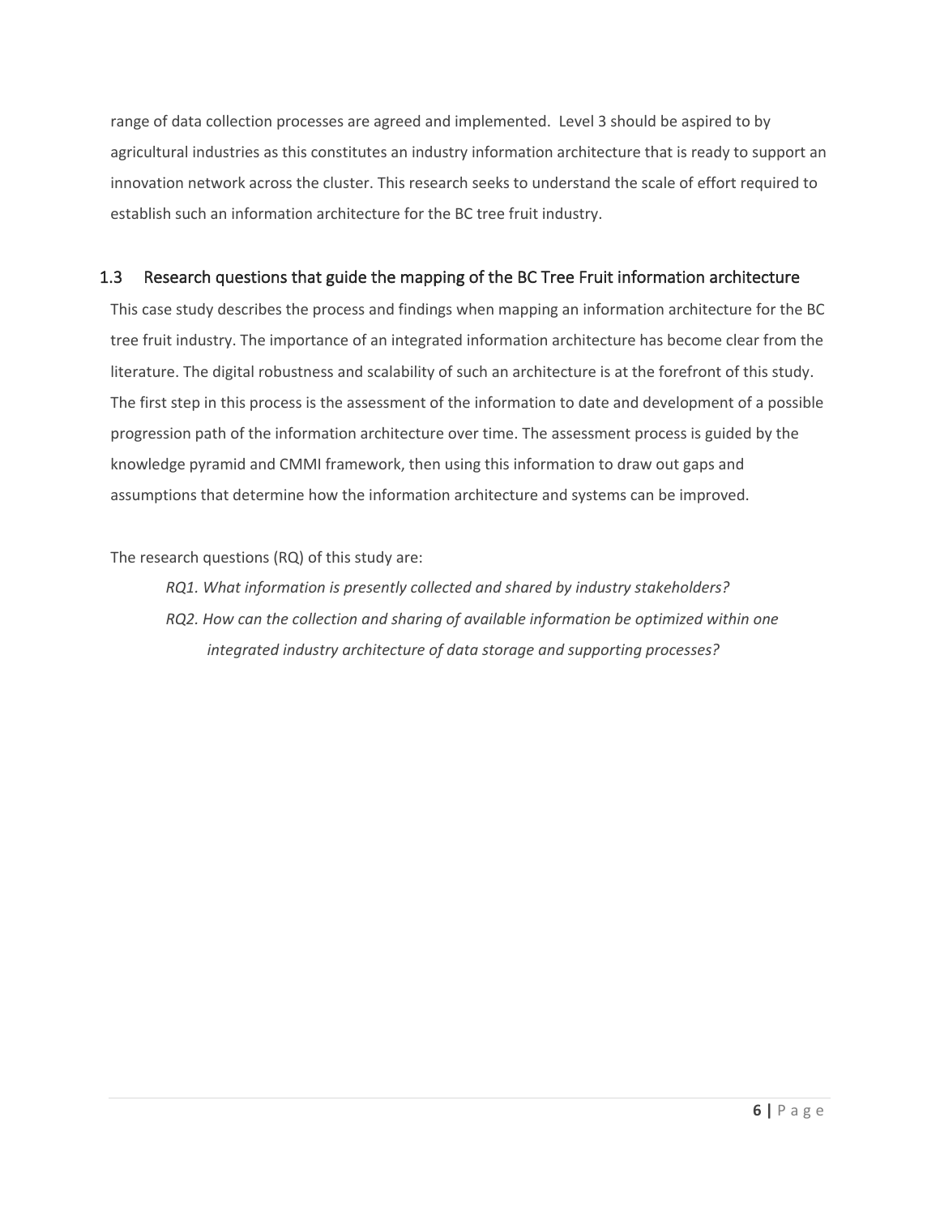range of data collection processes are agreed and implemented. Level 3 should be aspired to by agricultural industries as this constitutes an industry information architecture that is ready to support an innovation network across the cluster. This research seeks to understand the scale of effort required to establish such an information architecture for the BC tree fruit industry.

## 1.3 Research questions that guide the mapping of the BC Tree Fruit information architecture

This case study describes the process and findings when mapping an information architecture for the BC tree fruit industry. The importance of an integrated information architecture has become clear from the literature. The digital robustness and scalability of such an architecture is at the forefront of this study. The first step in this process is the assessment of the information to date and development of a possible progression path of the information architecture over time. The assessment process is guided by the knowledge pyramid and CMMI framework, then using this information to draw out gaps and assumptions that determine how the information architecture and systems can be improved.

The research questions (RQ) of this study are:

> *RQ1. What information is presently collected and shared by industry stakeholders?*
>
> *RQ2. How can the collection and sharing of available information be optimized within one integrated industry architecture of data storage and supporting processes?*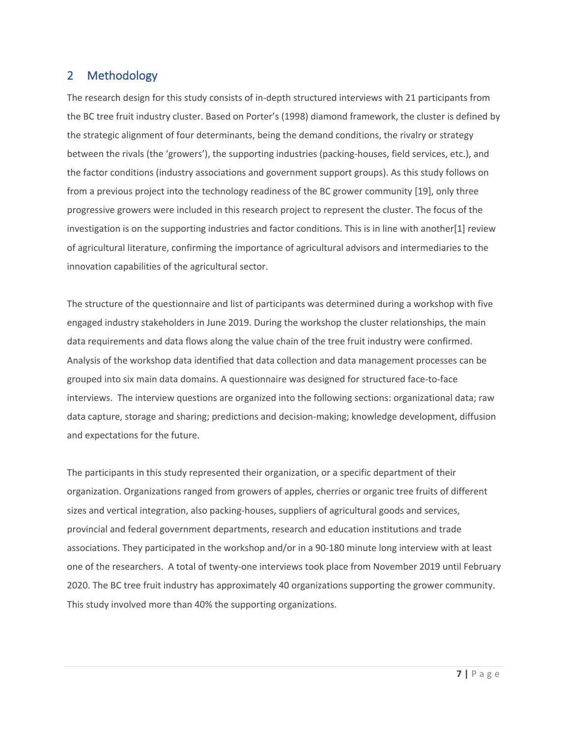## 2 Methodology

The research design for this study consists of in-depth structured interviews with 21 participants from the BC tree fruit industry cluster. Based on Porter's (1998) diamond framework, the cluster is defined by the strategic alignment of four determinants, being the demand conditions, the rivalry or strategy between the rivals (the 'growers'), the supporting industries (packing-houses, field services, etc.), and the factor conditions (industry associations and government support groups). As this study follows on from a previous project into the technology readiness of the BC grower community [19], only three progressive growers were included in this research project to represent the cluster. The focus of the investigation is on the supporting industries and factor conditions. This is in line with another[1] review of agricultural literature, confirming the importance of agricultural advisors and intermediaries to the innovation capabilities of the agricultural sector.

The structure of the questionnaire and list of participants was determined during a workshop with five engaged industry stakeholders in June 2019. During the workshop the cluster relationships, the main data requirements and data flows along the value chain of the tree fruit industry were confirmed. Analysis of the workshop data identified that data collection and data management processes can be grouped into six main data domains. A questionnaire was designed for structured face-to-face interviews. The interview questions are organized into the following sections: organizational data; raw data capture, storage and sharing; predictions and decision-making; knowledge development, diffusion and expectations for the future.

The participants in this study represented their organization, or a specific department of their organization. Organizations ranged from growers of apples, cherries or organic tree fruits of different sizes and vertical integration, also packing-houses, suppliers of agricultural goods and services, provincial and federal government departments, research and education institutions and trade associations. They participated in the workshop and/or in a 90-180 minute long interview with at least one of the researchers. A total of twenty-one interviews took place from November 2019 until February 2020. The BC tree fruit industry has approximately 40 organizations supporting the grower community. This study involved more than 40% the supporting organizations.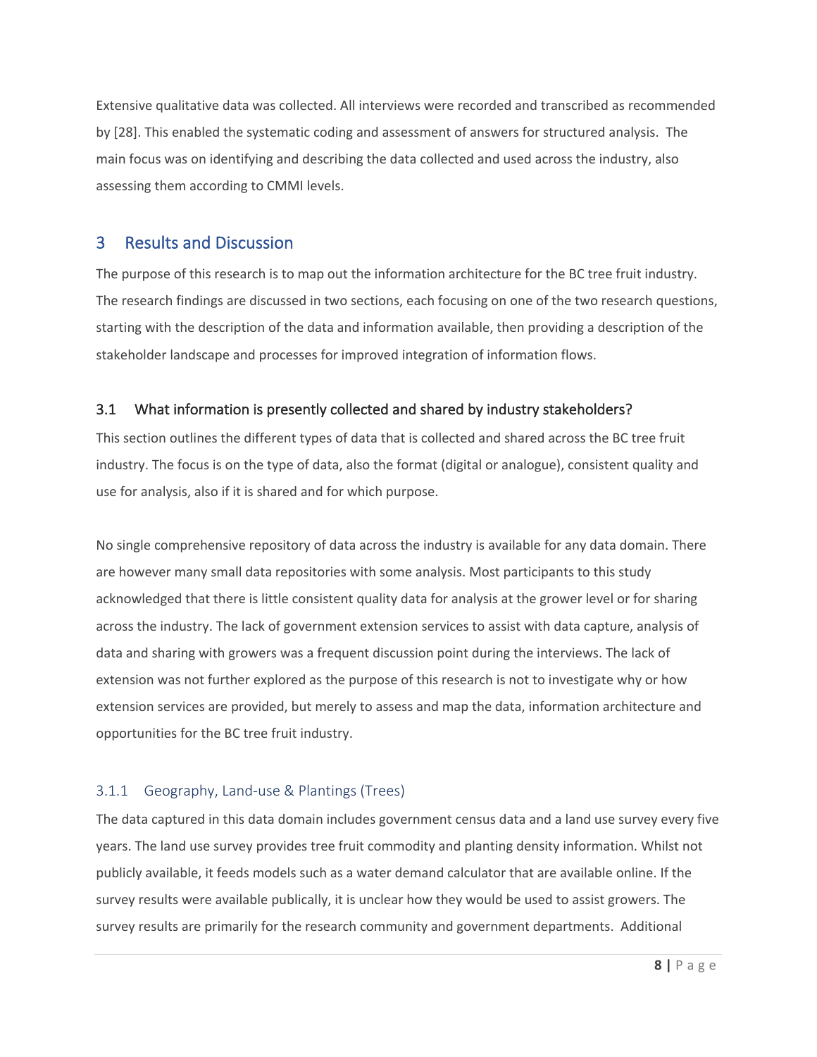Extensive qualitative data was collected. All interviews were recorded and transcribed as recommended by [28]. This enabled the systematic coding and assessment of answers for structured analysis. The main focus was on identifying and describing the data collected and used across the industry, also assessing them according to CMMI levels.

# 3 Results and Discussion

The purpose of this research is to map out the information architecture for the BC tree fruit industry. The research findings are discussed in two sections, each focusing on one of the two research questions, starting with the description of the data and information available, then providing a description of the stakeholder landscape and processes for improved integration of information flows.

## 3.1 What information is presently collected and shared by industry stakeholders?

This section outlines the different types of data that is collected and shared across the BC tree fruit industry. The focus is on the type of data, also the format (digital or analogue), consistent quality and use for analysis, also if it is shared and for which purpose.

No single comprehensive repository of data across the industry is available for any data domain. There are however many small data repositories with some analysis. Most participants to this study acknowledged that there is little consistent quality data for analysis at the grower level or for sharing across the industry. The lack of government extension services to assist with data capture, analysis of data and sharing with growers was a frequent discussion point during the interviews. The lack of extension was not further explored as the purpose of this research is not to investigate why or how extension services are provided, but merely to assess and map the data, information architecture and opportunities for the BC tree fruit industry.

### 3.1.1 Geography, Land-use & Plantings (Trees)

The data captured in this data domain includes government census data and a land use survey every five years. The land use survey provides tree fruit commodity and planting density information. Whilst not publicly available, it feeds models such as a water demand calculator that are available online. If the survey results were available publically, it is unclear how they would be used to assist growers. The survey results are primarily for the research community and government departments. Additional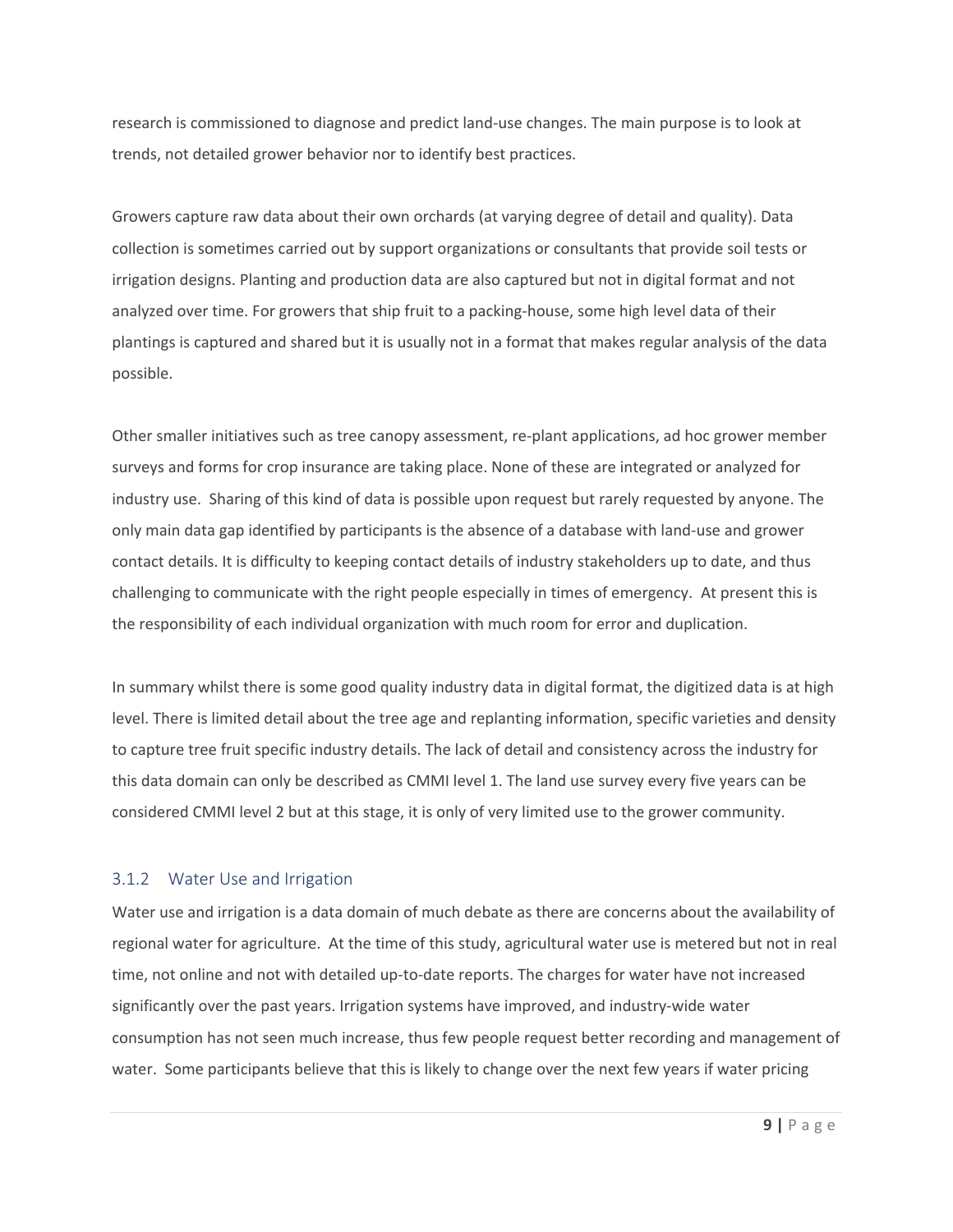research is commissioned to diagnose and predict land-use changes. The main purpose is to look at trends, not detailed grower behavior nor to identify best practices.

Growers capture raw data about their own orchards (at varying degree of detail and quality). Data collection is sometimes carried out by support organizations or consultants that provide soil tests or irrigation designs. Planting and production data are also captured but not in digital format and not analyzed over time. For growers that ship fruit to a packing-house, some high level data of their plantings is captured and shared but it is usually not in a format that makes regular analysis of the data possible.

Other smaller initiatives such as tree canopy assessment, re-plant applications, ad hoc grower member surveys and forms for crop insurance are taking place. None of these are integrated or analyzed for industry use. Sharing of this kind of data is possible upon request but rarely requested by anyone. The only main data gap identified by participants is the absence of a database with land-use and grower contact details. It is difficulty to keeping contact details of industry stakeholders up to date, and thus challenging to communicate with the right people especially in times of emergency. At present this is the responsibility of each individual organization with much room for error and duplication.

In summary whilst there is some good quality industry data in digital format, the digitized data is at high level. There is limited detail about the tree age and replanting information, specific varieties and density to capture tree fruit specific industry details. The lack of detail and consistency across the industry for this data domain can only be described as CMMI level 1. The land use survey every five years can be considered CMMI level 2 but at this stage, it is only of very limited use to the grower community.

### 3.1.2 Water Use and Irrigation

Water use and irrigation is a data domain of much debate as there are concerns about the availability of regional water for agriculture. At the time of this study, agricultural water use is metered but not in real time, not online and not with detailed up-to-date reports. The charges for water have not increased significantly over the past years. Irrigation systems have improved, and industry-wide water consumption has not seen much increase, thus few people request better recording and management of water. Some participants believe that this is likely to change over the next few years if water pricing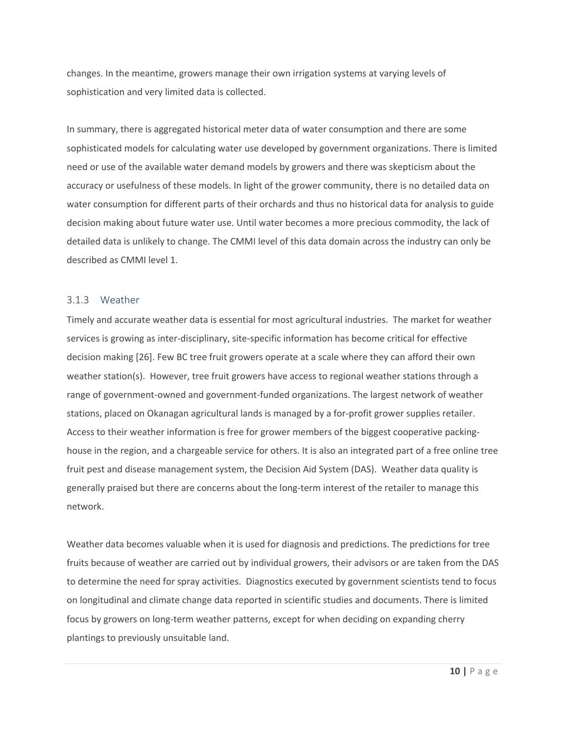changes. In the meantime, growers manage their own irrigation systems at varying levels of sophistication and very limited data is collected.

In summary, there is aggregated historical meter data of water consumption and there are some sophisticated models for calculating water use developed by government organizations. There is limited need or use of the available water demand models by growers and there was skepticism about the accuracy or usefulness of these models. In light of the grower community, there is no detailed data on water consumption for different parts of their orchards and thus no historical data for analysis to guide decision making about future water use. Until water becomes a more precious commodity, the lack of detailed data is unlikely to change. The CMMI level of this data domain across the industry can only be described as CMMI level 1.

### 3.1.3 Weather

Timely and accurate weather data is essential for most agricultural industries. The market for weather services is growing as inter-disciplinary, site-specific information has become critical for effective decision making [26]. Few BC tree fruit growers operate at a scale where they can afford their own weather station(s). However, tree fruit growers have access to regional weather stations through a range of government-owned and government-funded organizations. The largest network of weather stations, placed on Okanagan agricultural lands is managed by a for-profit grower supplies retailer. Access to their weather information is free for grower members of the biggest cooperative packing-house in the region, and a chargeable service for others. It is also an integrated part of a free online tree fruit pest and disease management system, the Decision Aid System (DAS). Weather data quality is generally praised but there are concerns about the long-term interest of the retailer to manage this network.

Weather data becomes valuable when it is used for diagnosis and predictions. The predictions for tree fruits because of weather are carried out by individual growers, their advisors or are taken from the DAS to determine the need for spray activities. Diagnostics executed by government scientists tend to focus on longitudinal and climate change data reported in scientific studies and documents. There is limited focus by growers on long-term weather patterns, except for when deciding on expanding cherry plantings to previously unsuitable land.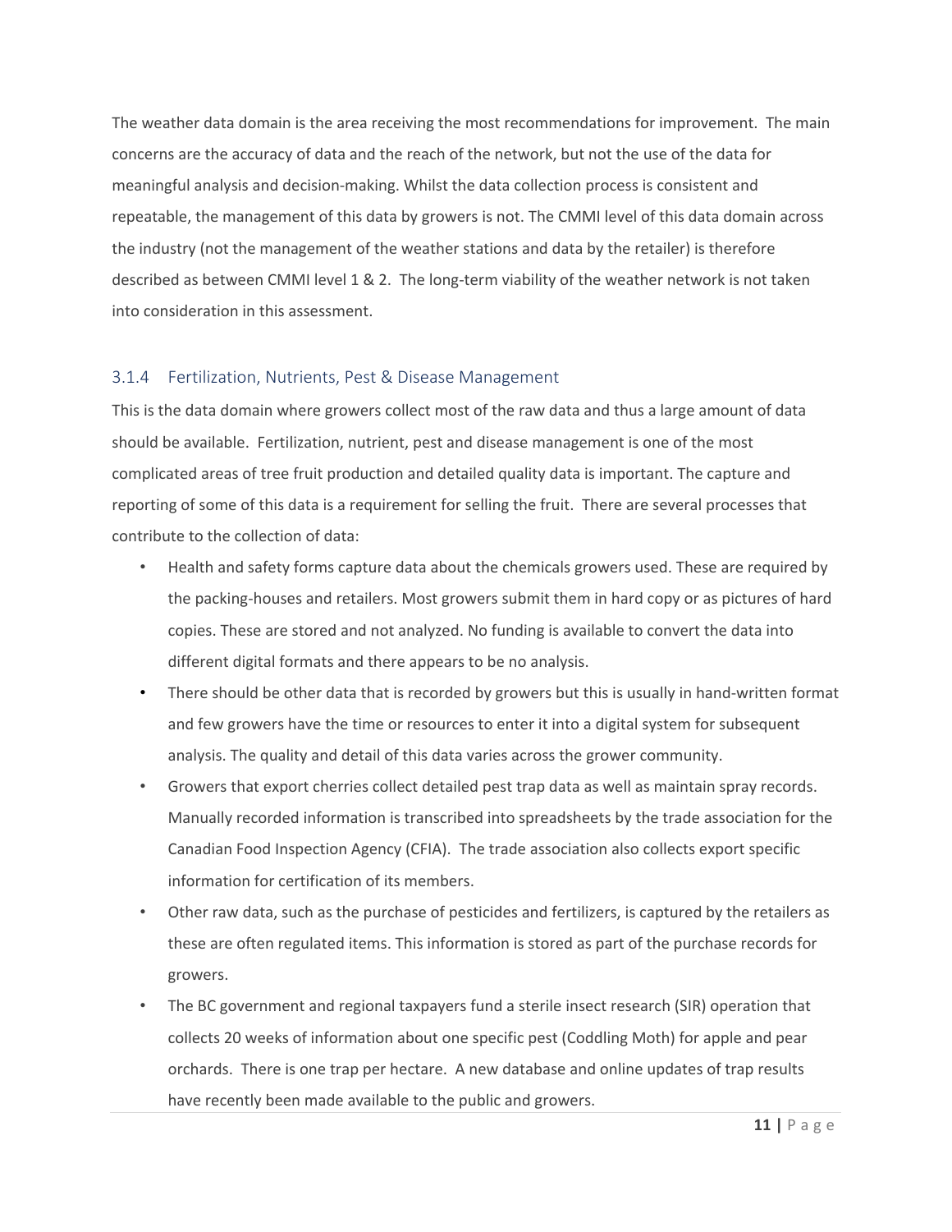The weather data domain is the area receiving the most recommendations for improvement. The main concerns are the accuracy of data and the reach of the network, but not the use of the data for meaningful analysis and decision-making. Whilst the data collection process is consistent and repeatable, the management of this data by growers is not. The CMMI level of this data domain across the industry (not the management of the weather stations and data by the retailer) is therefore described as between CMMI level 1 & 2. The long-term viability of the weather network is not taken into consideration in this assessment.

### 3.1.4 Fertilization, Nutrients, Pest & Disease Management

This is the data domain where growers collect most of the raw data and thus a large amount of data should be available. Fertilization, nutrient, pest and disease management is one of the most complicated areas of tree fruit production and detailed quality data is important. The capture and reporting of some of this data is a requirement for selling the fruit. There are several processes that contribute to the collection of data:

- Health and safety forms capture data about the chemicals growers used. These are required by the packing-houses and retailers. Most growers submit them in hard copy or as pictures of hard copies. These are stored and not analyzed. No funding is available to convert the data into different digital formats and there appears to be no analysis.
- There should be other data that is recorded by growers but this is usually in hand-written format and few growers have the time or resources to enter it into a digital system for subsequent analysis. The quality and detail of this data varies across the grower community.
- Growers that export cherries collect detailed pest trap data as well as maintain spray records. Manually recorded information is transcribed into spreadsheets by the trade association for the Canadian Food Inspection Agency (CFIA). The trade association also collects export specific information for certification of its members.
- Other raw data, such as the purchase of pesticides and fertilizers, is captured by the retailers as these are often regulated items. This information is stored as part of the purchase records for growers.
- The BC government and regional taxpayers fund a sterile insect research (SIR) operation that collects 20 weeks of information about one specific pest (Coddling Moth) for apple and pear orchards. There is one trap per hectare. A new database and online updates of trap results have recently been made available to the public and growers.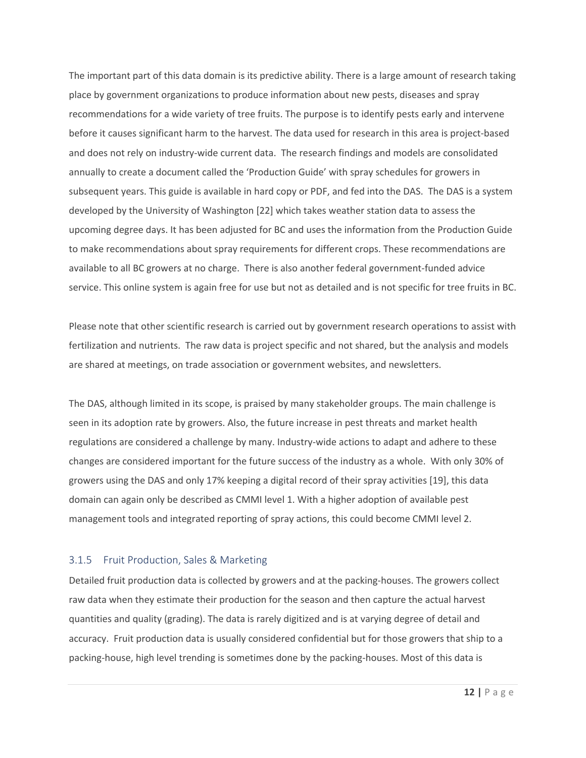The important part of this data domain is its predictive ability. There is a large amount of research taking place by government organizations to produce information about new pests, diseases and spray recommendations for a wide variety of tree fruits. The purpose is to identify pests early and intervene before it causes significant harm to the harvest. The data used for research in this area is project-based and does not rely on industry-wide current data. The research findings and models are consolidated annually to create a document called the 'Production Guide' with spray schedules for growers in subsequent years. This guide is available in hard copy or PDF, and fed into the DAS. The DAS is a system developed by the University of Washington [22] which takes weather station data to assess the upcoming degree days. It has been adjusted for BC and uses the information from the Production Guide to make recommendations about spray requirements for different crops. These recommendations are available to all BC growers at no charge. There is also another federal government-funded advice service. This online system is again free for use but not as detailed and is not specific for tree fruits in BC.

Please note that other scientific research is carried out by government research operations to assist with fertilization and nutrients. The raw data is project specific and not shared, but the analysis and models are shared at meetings, on trade association or government websites, and newsletters.

The DAS, although limited in its scope, is praised by many stakeholder groups. The main challenge is seen in its adoption rate by growers. Also, the future increase in pest threats and market health regulations are considered a challenge by many. Industry-wide actions to adapt and adhere to these changes are considered important for the future success of the industry as a whole. With only 30% of growers using the DAS and only 17% keeping a digital record of their spray activities [19], this data domain can again only be described as CMMI level 1. With a higher adoption of available pest management tools and integrated reporting of spray actions, this could become CMMI level 2.

### 3.1.5 Fruit Production, Sales & Marketing

Detailed fruit production data is collected by growers and at the packing-houses. The growers collect raw data when they estimate their production for the season and then capture the actual harvest quantities and quality (grading). The data is rarely digitized and is at varying degree of detail and accuracy. Fruit production data is usually considered confidential but for those growers that ship to a packing-house, high level trending is sometimes done by the packing-houses. Most of this data is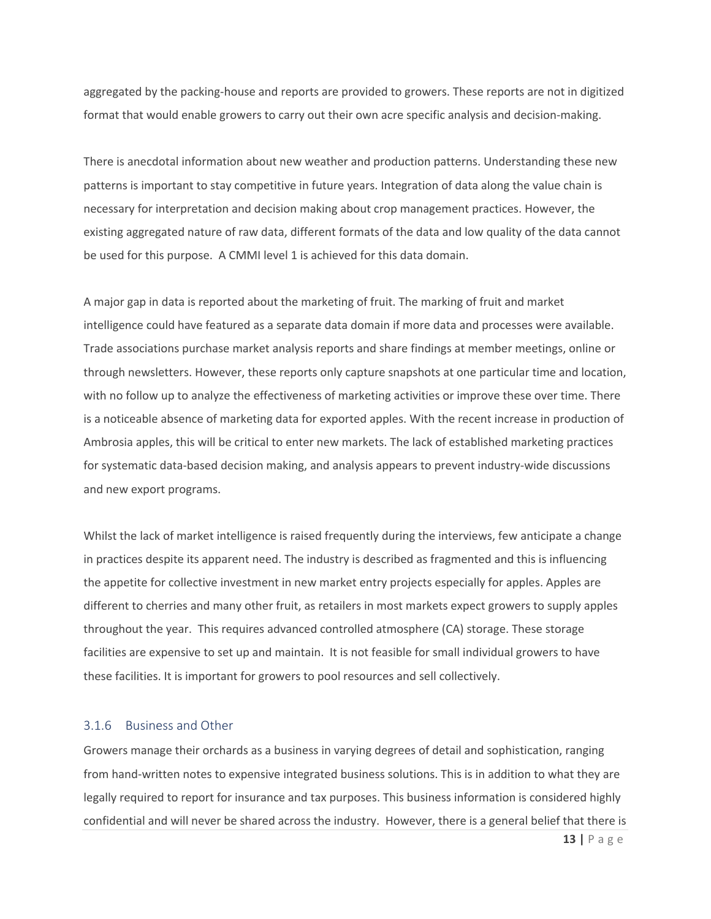aggregated by the packing-house and reports are provided to growers. These reports are not in digitized format that would enable growers to carry out their own acre specific analysis and decision-making.

There is anecdotal information about new weather and production patterns. Understanding these new patterns is important to stay competitive in future years. Integration of data along the value chain is necessary for interpretation and decision making about crop management practices. However, the existing aggregated nature of raw data, different formats of the data and low quality of the data cannot be used for this purpose. A CMMI level 1 is achieved for this data domain.

A major gap in data is reported about the marketing of fruit. The marking of fruit and market intelligence could have featured as a separate data domain if more data and processes were available. Trade associations purchase market analysis reports and share findings at member meetings, online or through newsletters. However, these reports only capture snapshots at one particular time and location, with no follow up to analyze the effectiveness of marketing activities or improve these over time. There is a noticeable absence of marketing data for exported apples. With the recent increase in production of Ambrosia apples, this will be critical to enter new markets. The lack of established marketing practices for systematic data-based decision making, and analysis appears to prevent industry-wide discussions and new export programs.

Whilst the lack of market intelligence is raised frequently during the interviews, few anticipate a change in practices despite its apparent need. The industry is described as fragmented and this is influencing the appetite for collective investment in new market entry projects especially for apples. Apples are different to cherries and many other fruit, as retailers in most markets expect growers to supply apples throughout the year. This requires advanced controlled atmosphere (CA) storage. These storage facilities are expensive to set up and maintain. It is not feasible for small individual growers to have these facilities. It is important for growers to pool resources and sell collectively.

### 3.1.6 Business and Other

Growers manage their orchards as a business in varying degrees of detail and sophistication, ranging from hand-written notes to expensive integrated business solutions. This is in addition to what they are legally required to report for insurance and tax purposes. This business information is considered highly confidential and will never be shared across the industry. However, there is a general belief that there is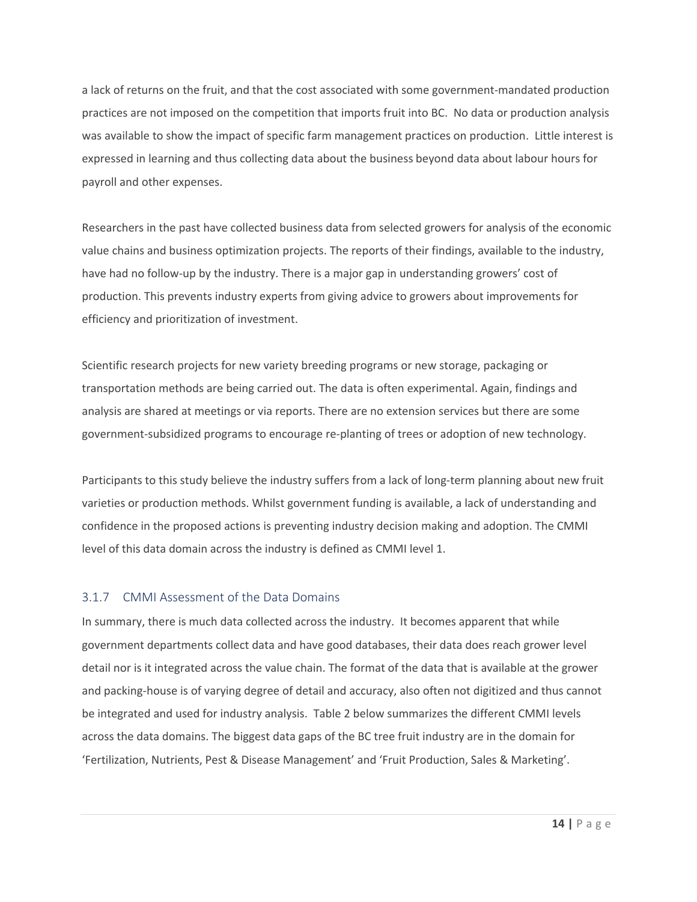a lack of returns on the fruit, and that the cost associated with some government-mandated production practices are not imposed on the competition that imports fruit into BC. No data or production analysis was available to show the impact of specific farm management practices on production. Little interest is expressed in learning and thus collecting data about the business beyond data about labour hours for payroll and other expenses.

Researchers in the past have collected business data from selected growers for analysis of the economic value chains and business optimization projects. The reports of their findings, available to the industry, have had no follow-up by the industry. There is a major gap in understanding growers' cost of production. This prevents industry experts from giving advice to growers about improvements for efficiency and prioritization of investment.

Scientific research projects for new variety breeding programs or new storage, packaging or transportation methods are being carried out. The data is often experimental. Again, findings and analysis are shared at meetings or via reports. There are no extension services but there are some government-subsidized programs to encourage re-planting of trees or adoption of new technology.

Participants to this study believe the industry suffers from a lack of long-term planning about new fruit varieties or production methods. Whilst government funding is available, a lack of understanding and confidence in the proposed actions is preventing industry decision making and adoption. The CMMI level of this data domain across the industry is defined as CMMI level 1.

### 3.1.7 CMMI Assessment of the Data Domains

In summary, there is much data collected across the industry. It becomes apparent that while government departments collect data and have good databases, their data does reach grower level detail nor is it integrated across the value chain. The format of the data that is available at the grower and packing-house is of varying degree of detail and accuracy, also often not digitized and thus cannot be integrated and used for industry analysis. Table 2 below summarizes the different CMMI levels across the data domains. The biggest data gaps of the BC tree fruit industry are in the domain for 'Fertilization, Nutrients, Pest & Disease Management' and 'Fruit Production, Sales & Marketing'.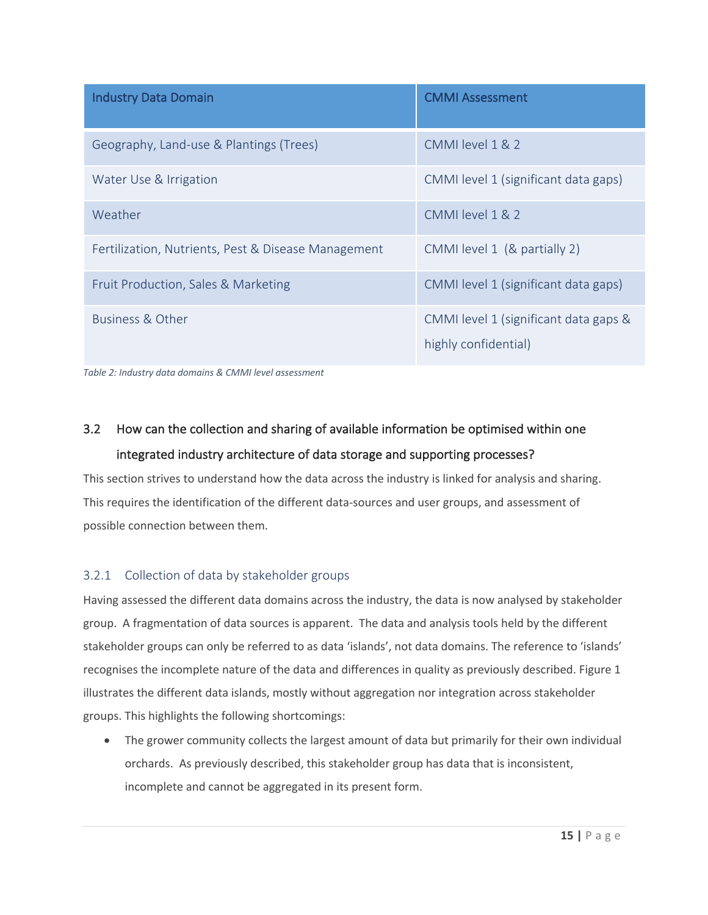| Industry Data Domain | CMMI Assessment |
| --- | --- |
| Geography, Land-use & Plantings (Trees) | CMMI level 1 & 2 |
| Water Use & Irrigation | CMMI level 1 (significant data gaps) |
| Weather | CMMI level 1 & 2 |
| Fertilization, Nutrients, Pest & Disease Management | CMMI level 1 (& partially 2) |
| Fruit Production, Sales & Marketing | CMMI level 1 (significant data gaps) |
| Business & Other | CMMI level 1 (significant data gaps & highly confidential) |

*Table 2: Industry data domains & CMMI level assessment*

## 3.2 How can the collection and sharing of available information be optimised within one integrated industry architecture of data storage and supporting processes?

This section strives to understand how the data across the industry is linked for analysis and sharing. This requires the identification of the different data-sources and user groups, and assessment of possible connection between them.

### 3.2.1 Collection of data by stakeholder groups

Having assessed the different data domains across the industry, the data is now analysed by stakeholder group. A fragmentation of data sources is apparent. The data and analysis tools held by the different stakeholder groups can only be referred to as data 'islands', not data domains. The reference to 'islands' recognises the incomplete nature of the data and differences in quality as previously described. Figure 1 illustrates the different data islands, mostly without aggregation nor integration across stakeholder groups. This highlights the following shortcomings:

- The grower community collects the largest amount of data but primarily for their own individual orchards. As previously described, this stakeholder group has data that is inconsistent, incomplete and cannot be aggregated in its present form.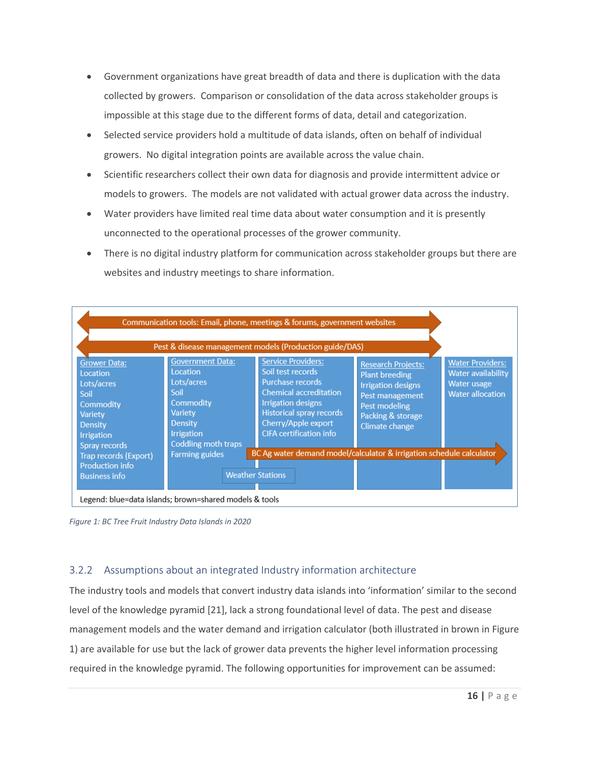- Government organizations have great breadth of data and there is duplication with the data collected by growers. Comparison or consolidation of the data across stakeholder groups is impossible at this stage due to the different forms of data, detail and categorization.
- Selected service providers hold a multitude of data islands, often on behalf of individual growers. No digital integration points are available across the value chain.
- Scientific researchers collect their own data for diagnosis and provide intermittent advice or models to growers. The models are not validated with actual grower data across the industry.
- Water providers have limited real time data about water consumption and it is presently unconnected to the operational processes of the grower community.
- There is no digital industry platform for communication across stakeholder groups but there are websites and industry meetings to share information.

Communication tools: Email, phone, meetings & forums, government websites

Pest & disease management models (Production guide/DAS)

| Grower Data: | Government Data: | Service Providers: | Research Projects: | Water Providers: |
|---|---|---|---|---|
| Location | Location | Soil test records | Plant breeding | Water availability |
| Lots/acres | Lots/acres | Purchase records | Irrigation designs | Water usage |
| Soil | Soil | Chemical accreditation | Pest management | Water allocation |
| Commodity | Commodity | Irrigation designs | Pest modeling | |
| Variety | Variety | Historical spray records | Packing & storage | |
| Density | Density | Cherry/Apple export | Climate change | |
| Irrigation | Irrigation | CIFA certification info | | |
| Spray records | Coddling moth traps | | | |
| Trap records (Export) | Farming guides | | | |
| Production info | | | | |
| Business info | | | | |

BC Ag water demand model/calculator & irrigation schedule calculator

Weather Stations

Legend: blue=data islands; brown=shared models & tools

*Figure 1: BC Tree Fruit Industry Data Islands in 2020*

### 3.2.2 Assumptions about an integrated Industry information architecture

The industry tools and models that convert industry data islands into 'information' similar to the second level of the knowledge pyramid [21], lack a strong foundational level of data. The pest and disease management models and the water demand and irrigation calculator (both illustrated in brown in Figure 1) are available for use but the lack of grower data prevents the higher level information processing required in the knowledge pyramid. The following opportunities for improvement can be assumed: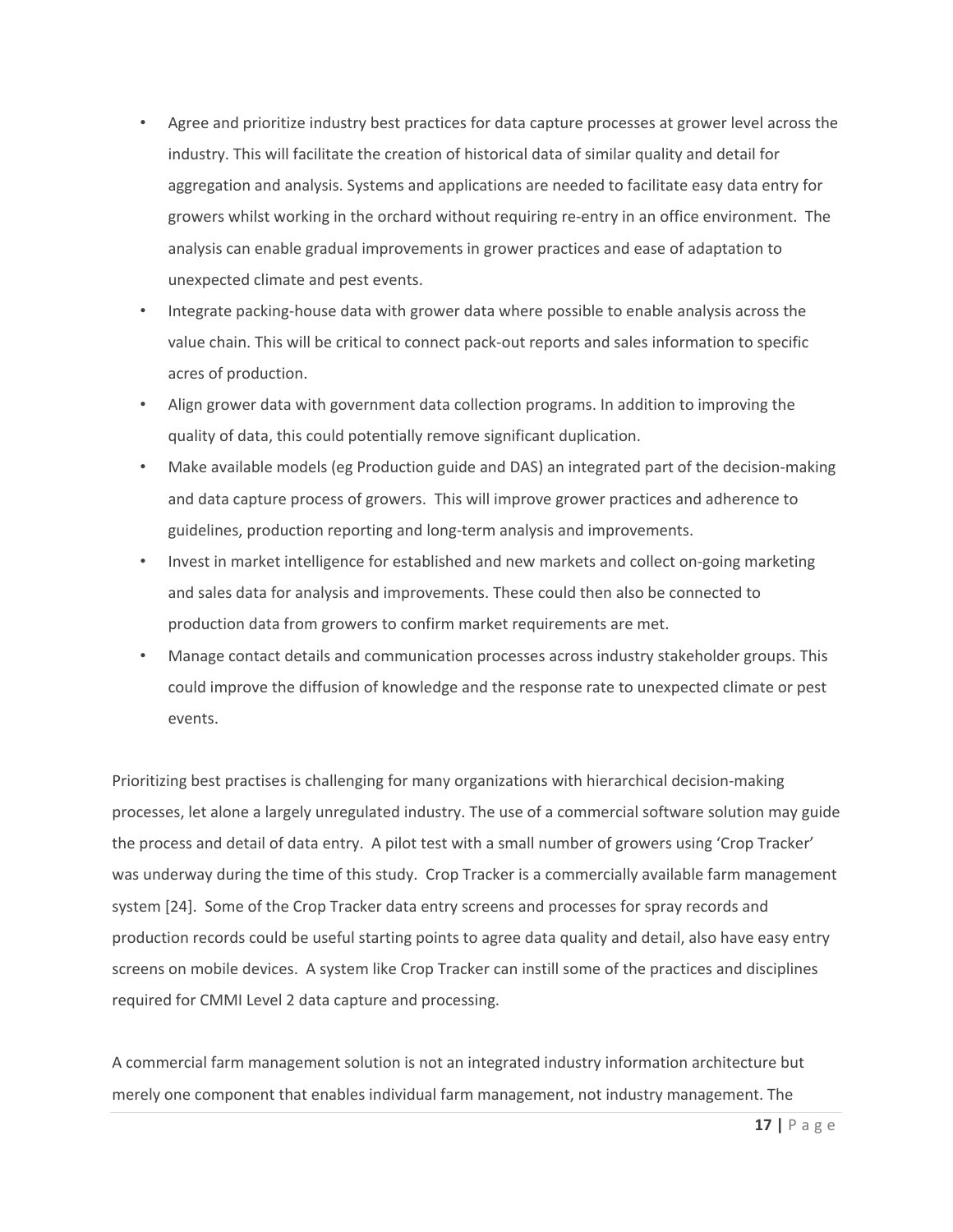- Agree and prioritize industry best practices for data capture processes at grower level across the industry. This will facilitate the creation of historical data of similar quality and detail for aggregation and analysis. Systems and applications are needed to facilitate easy data entry for growers whilst working in the orchard without requiring re-entry in an office environment. The analysis can enable gradual improvements in grower practices and ease of adaptation to unexpected climate and pest events.
- Integrate packing-house data with grower data where possible to enable analysis across the value chain. This will be critical to connect pack-out reports and sales information to specific acres of production.
- Align grower data with government data collection programs. In addition to improving the quality of data, this could potentially remove significant duplication.
- Make available models (eg Production guide and DAS) an integrated part of the decision-making and data capture process of growers. This will improve grower practices and adherence to guidelines, production reporting and long-term analysis and improvements.
- Invest in market intelligence for established and new markets and collect on-going marketing and sales data for analysis and improvements. These could then also be connected to production data from growers to confirm market requirements are met.
- Manage contact details and communication processes across industry stakeholder groups. This could improve the diffusion of knowledge and the response rate to unexpected climate or pest events.

Prioritizing best practises is challenging for many organizations with hierarchical decision-making processes, let alone a largely unregulated industry. The use of a commercial software solution may guide the process and detail of data entry. A pilot test with a small number of growers using 'Crop Tracker' was underway during the time of this study. Crop Tracker is a commercially available farm management system [24]. Some of the Crop Tracker data entry screens and processes for spray records and production records could be useful starting points to agree data quality and detail, also have easy entry screens on mobile devices. A system like Crop Tracker can instill some of the practices and disciplines required for CMMI Level 2 data capture and processing.

A commercial farm management solution is not an integrated industry information architecture but merely one component that enables individual farm management, not industry management. The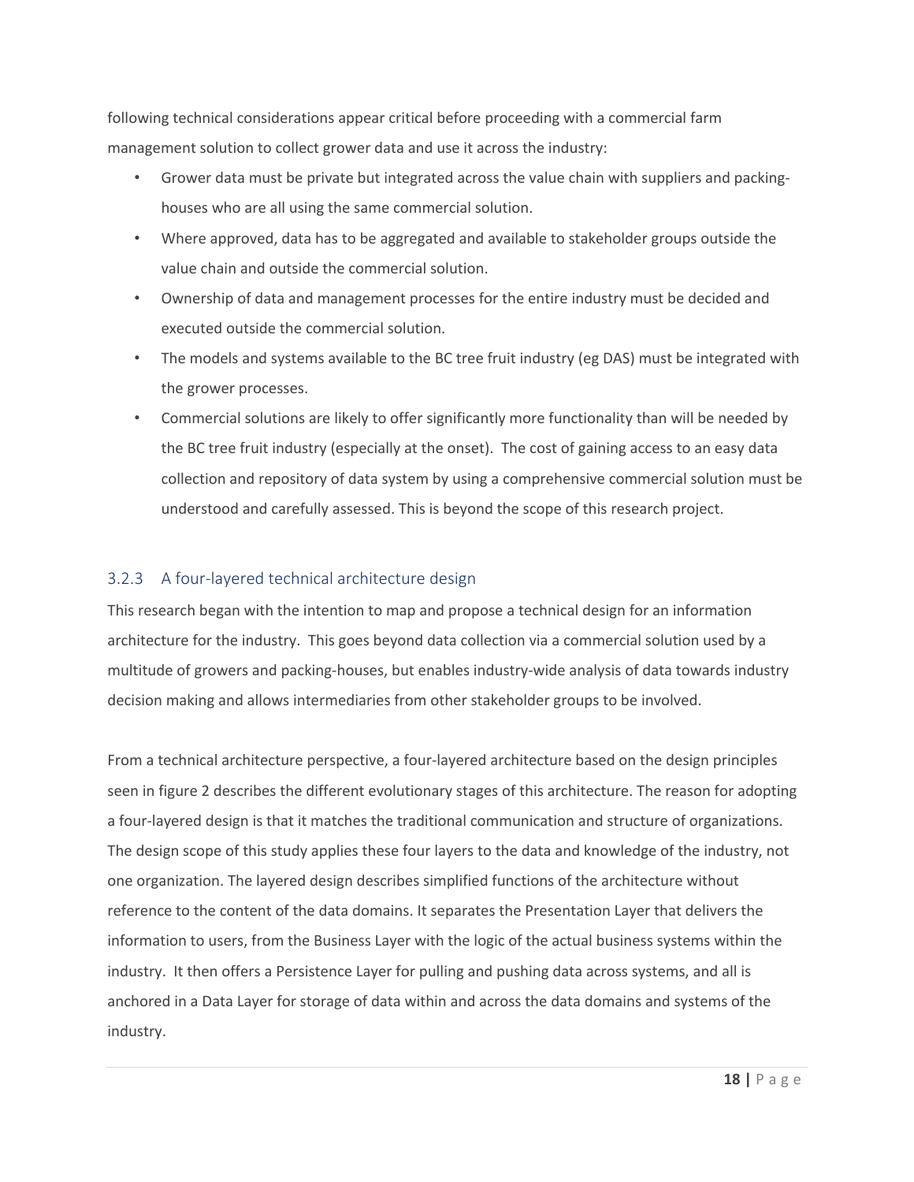following technical considerations appear critical before proceeding with a commercial farm management solution to collect grower data and use it across the industry:

- Grower data must be private but integrated across the value chain with suppliers and packing-houses who are all using the same commercial solution.
- Where approved, data has to be aggregated and available to stakeholder groups outside the value chain and outside the commercial solution.
- Ownership of data and management processes for the entire industry must be decided and executed outside the commercial solution.
- The models and systems available to the BC tree fruit industry (eg DAS) must be integrated with the grower processes.
- Commercial solutions are likely to offer significantly more functionality than will be needed by the BC tree fruit industry (especially at the onset). The cost of gaining access to an easy data collection and repository of data system by using a comprehensive commercial solution must be understood and carefully assessed. This is beyond the scope of this research project.

### 3.2.3 A four-layered technical architecture design

This research began with the intention to map and propose a technical design for an information architecture for the industry. This goes beyond data collection via a commercial solution used by a multitude of growers and packing-houses, but enables industry-wide analysis of data towards industry decision making and allows intermediaries from other stakeholder groups to be involved.

From a technical architecture perspective, a four-layered architecture based on the design principles seen in figure 2 describes the different evolutionary stages of this architecture. The reason for adopting a four-layered design is that it matches the traditional communication and structure of organizations. The design scope of this study applies these four layers to the data and knowledge of the industry, not one organization. The layered design describes simplified functions of the architecture without reference to the content of the data domains. It separates the Presentation Layer that delivers the information to users, from the Business Layer with the logic of the actual business systems within the industry. It then offers a Persistence Layer for pulling and pushing data across systems, and all is anchored in a Data Layer for storage of data within and across the data domains and systems of the industry.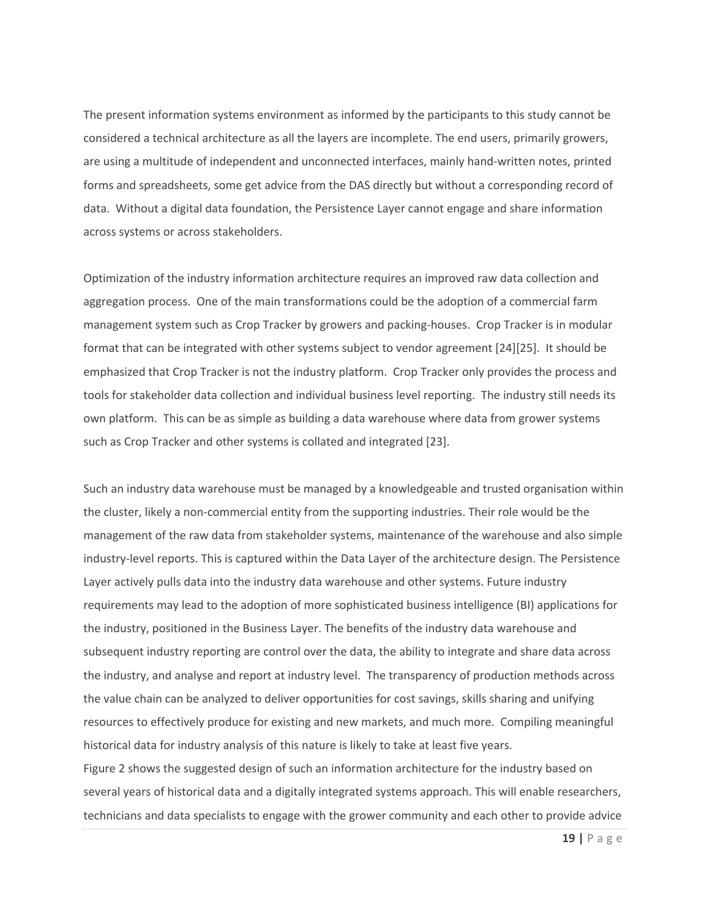The present information systems environment as informed by the participants to this study cannot be considered a technical architecture as all the layers are incomplete. The end users, primarily growers, are using a multitude of independent and unconnected interfaces, mainly hand-written notes, printed forms and spreadsheets, some get advice from the DAS directly but without a corresponding record of data. Without a digital data foundation, the Persistence Layer cannot engage and share information across systems or across stakeholders.

Optimization of the industry information architecture requires an improved raw data collection and aggregation process. One of the main transformations could be the adoption of a commercial farm management system such as Crop Tracker by growers and packing-houses. Crop Tracker is in modular format that can be integrated with other systems subject to vendor agreement [24][25]. It should be emphasized that Crop Tracker is not the industry platform. Crop Tracker only provides the process and tools for stakeholder data collection and individual business level reporting. The industry still needs its own platform. This can be as simple as building a data warehouse where data from grower systems such as Crop Tracker and other systems is collated and integrated [23].

Such an industry data warehouse must be managed by a knowledgeable and trusted organisation within the cluster, likely a non-commercial entity from the supporting industries. Their role would be the management of the raw data from stakeholder systems, maintenance of the warehouse and also simple industry-level reports. This is captured within the Data Layer of the architecture design. The Persistence Layer actively pulls data into the industry data warehouse and other systems. Future industry requirements may lead to the adoption of more sophisticated business intelligence (BI) applications for the industry, positioned in the Business Layer. The benefits of the industry data warehouse and subsequent industry reporting are control over the data, the ability to integrate and share data across the industry, and analyse and report at industry level. The transparency of production methods across the value chain can be analyzed to deliver opportunities for cost savings, skills sharing and unifying resources to effectively produce for existing and new markets, and much more. Compiling meaningful historical data for industry analysis of this nature is likely to take at least five years.

Figure 2 shows the suggested design of such an information architecture for the industry based on several years of historical data and a digitally integrated systems approach. This will enable researchers, technicians and data specialists to engage with the grower community and each other to provide advice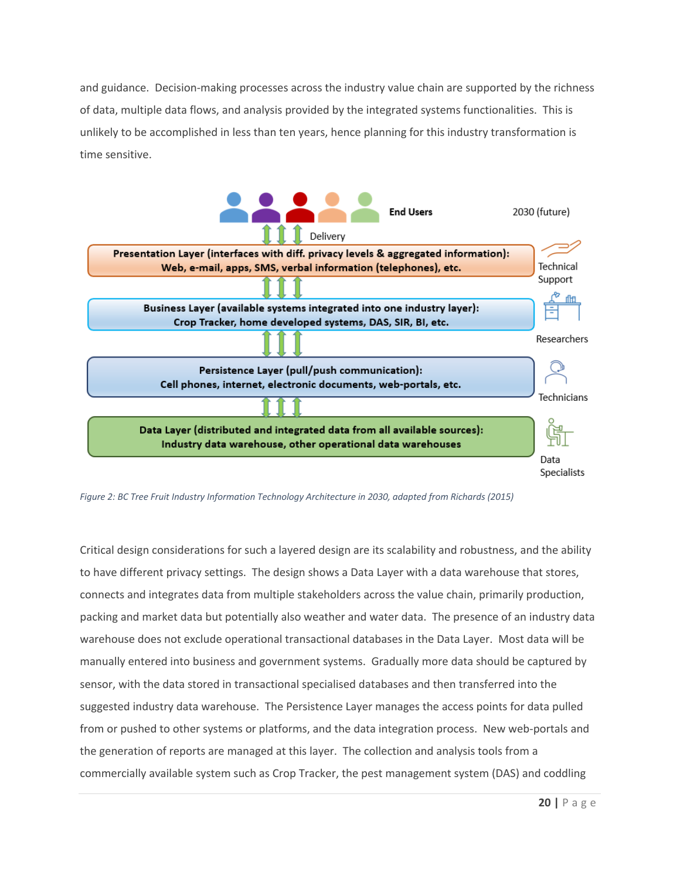and guidance. Decision-making processes across the industry value chain are supported by the richness of data, multiple data flows, and analysis provided by the integrated systems functionalities. This is unlikely to be accomplished in less than ten years, hence planning for this industry transformation is time sensitive.

End Users — 2030 (future)

Delivery

**Presentation Layer (interfaces with diff. privacy levels & aggregated information): Web, e-mail, apps, SMS, verbal information (telephones), etc.** — Technical Support

**Business Layer (available systems integrated into one industry layer): Crop Tracker, home developed systems, DAS, SIR, BI, etc.** — Researchers

**Persistence Layer (pull/push communication): Cell phones, internet, electronic documents, web-portals, etc.** — Technicians

**Data Layer (distributed and integrated data from all available sources): Industry data warehouse, other operational data warehouses** — Data Specialists

*Figure 2: BC Tree Fruit Industry Information Technology Architecture in 2030, adapted from Richards (2015)*

Critical design considerations for such a layered design are its scalability and robustness, and the ability to have different privacy settings. The design shows a Data Layer with a data warehouse that stores, connects and integrates data from multiple stakeholders across the value chain, primarily production, packing and market data but potentially also weather and water data. The presence of an industry data warehouse does not exclude operational transactional databases in the Data Layer. Most data will be manually entered into business and government systems. Gradually more data should be captured by sensor, with the data stored in transactional specialised databases and then transferred into the suggested industry data warehouse. The Persistence Layer manages the access points for data pulled from or pushed to other systems or platforms, and the data integration process. New web-portals and the generation of reports are managed at this layer. The collection and analysis tools from a commercially available system such as Crop Tracker, the pest management system (DAS) and coddling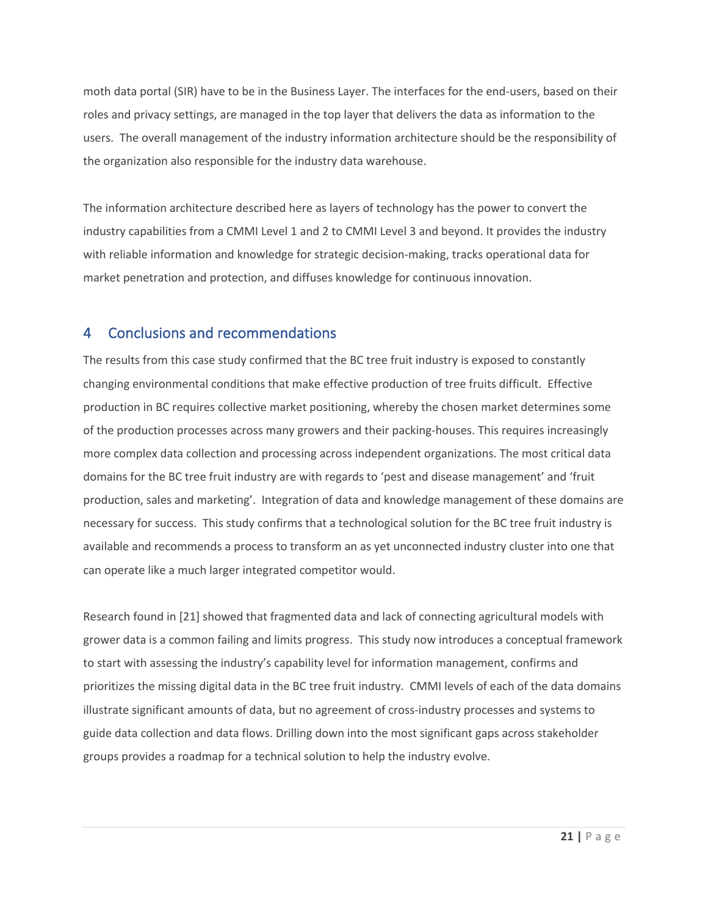moth data portal (SIR) have to be in the Business Layer. The interfaces for the end-users, based on their roles and privacy settings, are managed in the top layer that delivers the data as information to the users. The overall management of the industry information architecture should be the responsibility of the organization also responsible for the industry data warehouse.

The information architecture described here as layers of technology has the power to convert the industry capabilities from a CMMI Level 1 and 2 to CMMI Level 3 and beyond. It provides the industry with reliable information and knowledge for strategic decision-making, tracks operational data for market penetration and protection, and diffuses knowledge for continuous innovation.

## 4 Conclusions and recommendations

The results from this case study confirmed that the BC tree fruit industry is exposed to constantly changing environmental conditions that make effective production of tree fruits difficult. Effective production in BC requires collective market positioning, whereby the chosen market determines some of the production processes across many growers and their packing-houses. This requires increasingly more complex data collection and processing across independent organizations. The most critical data domains for the BC tree fruit industry are with regards to 'pest and disease management' and 'fruit production, sales and marketing'. Integration of data and knowledge management of these domains are necessary for success. This study confirms that a technological solution for the BC tree fruit industry is available and recommends a process to transform an as yet unconnected industry cluster into one that can operate like a much larger integrated competitor would.

Research found in [21] showed that fragmented data and lack of connecting agricultural models with grower data is a common failing and limits progress. This study now introduces a conceptual framework to start with assessing the industry's capability level for information management, confirms and prioritizes the missing digital data in the BC tree fruit industry. CMMI levels of each of the data domains illustrate significant amounts of data, but no agreement of cross-industry processes and systems to guide data collection and data flows. Drilling down into the most significant gaps across stakeholder groups provides a roadmap for a technical solution to help the industry evolve.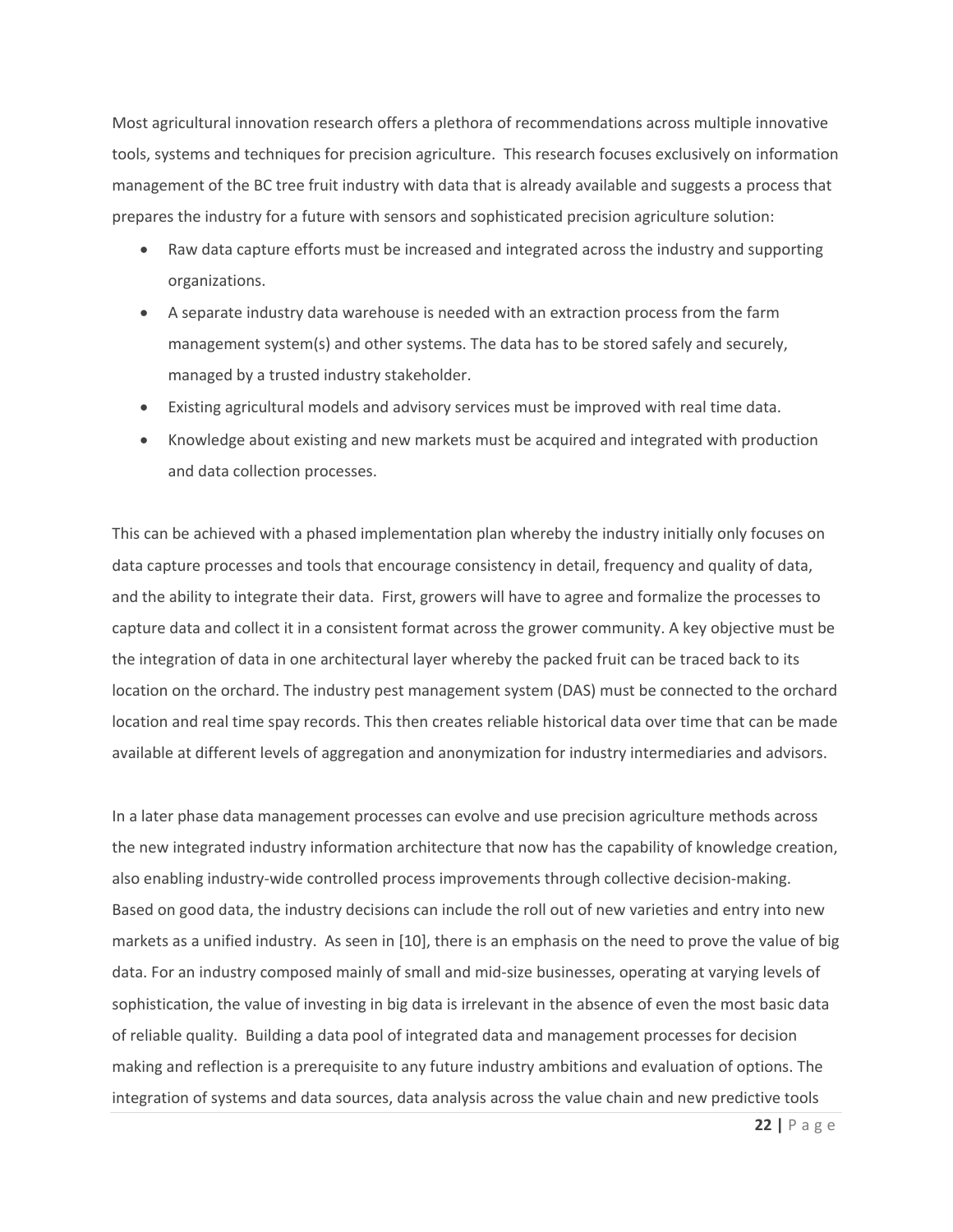Most agricultural innovation research offers a plethora of recommendations across multiple innovative tools, systems and techniques for precision agriculture. This research focuses exclusively on information management of the BC tree fruit industry with data that is already available and suggests a process that prepares the industry for a future with sensors and sophisticated precision agriculture solution:

- Raw data capture efforts must be increased and integrated across the industry and supporting organizations.
- A separate industry data warehouse is needed with an extraction process from the farm management system(s) and other systems. The data has to be stored safely and securely, managed by a trusted industry stakeholder.
- Existing agricultural models and advisory services must be improved with real time data.
- Knowledge about existing and new markets must be acquired and integrated with production and data collection processes.

This can be achieved with a phased implementation plan whereby the industry initially only focuses on data capture processes and tools that encourage consistency in detail, frequency and quality of data, and the ability to integrate their data. First, growers will have to agree and formalize the processes to capture data and collect it in a consistent format across the grower community. A key objective must be the integration of data in one architectural layer whereby the packed fruit can be traced back to its location on the orchard. The industry pest management system (DAS) must be connected to the orchard location and real time spay records. This then creates reliable historical data over time that can be made available at different levels of aggregation and anonymization for industry intermediaries and advisors.

In a later phase data management processes can evolve and use precision agriculture methods across the new integrated industry information architecture that now has the capability of knowledge creation, also enabling industry-wide controlled process improvements through collective decision-making. Based on good data, the industry decisions can include the roll out of new varieties and entry into new markets as a unified industry. As seen in [10], there is an emphasis on the need to prove the value of big data. For an industry composed mainly of small and mid-size businesses, operating at varying levels of sophistication, the value of investing in big data is irrelevant in the absence of even the most basic data of reliable quality. Building a data pool of integrated data and management processes for decision making and reflection is a prerequisite to any future industry ambitions and evaluation of options. The integration of systems and data sources, data analysis across the value chain and new predictive tools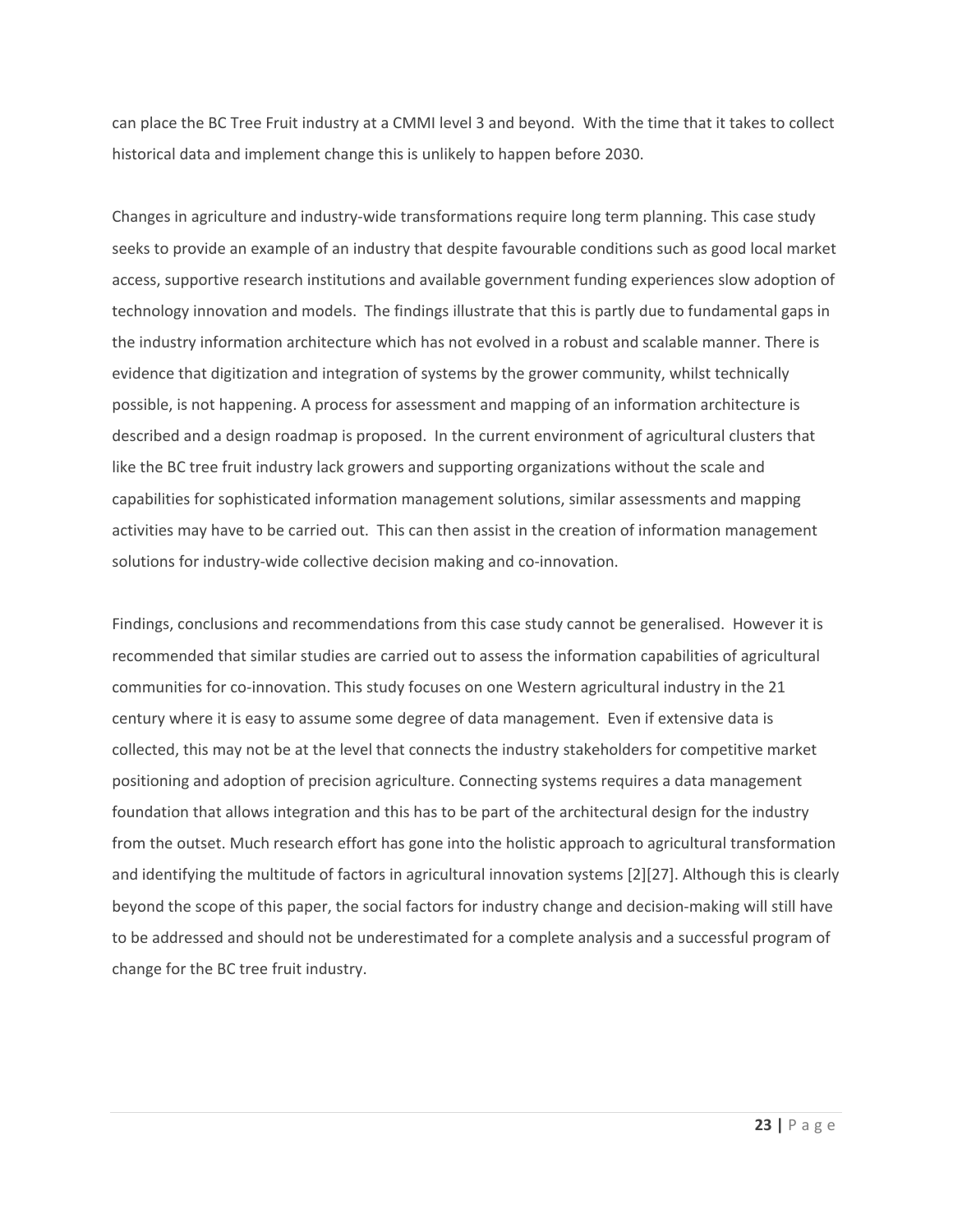can place the BC Tree Fruit industry at a CMMI level 3 and beyond. With the time that it takes to collect historical data and implement change this is unlikely to happen before 2030.

Changes in agriculture and industry-wide transformations require long term planning. This case study seeks to provide an example of an industry that despite favourable conditions such as good local market access, supportive research institutions and available government funding experiences slow adoption of technology innovation and models. The findings illustrate that this is partly due to fundamental gaps in the industry information architecture which has not evolved in a robust and scalable manner. There is evidence that digitization and integration of systems by the grower community, whilst technically possible, is not happening. A process for assessment and mapping of an information architecture is described and a design roadmap is proposed. In the current environment of agricultural clusters that like the BC tree fruit industry lack growers and supporting organizations without the scale and capabilities for sophisticated information management solutions, similar assessments and mapping activities may have to be carried out. This can then assist in the creation of information management solutions for industry-wide collective decision making and co-innovation.

Findings, conclusions and recommendations from this case study cannot be generalised. However it is recommended that similar studies are carried out to assess the information capabilities of agricultural communities for co-innovation. This study focuses on one Western agricultural industry in the 21 century where it is easy to assume some degree of data management. Even if extensive data is collected, this may not be at the level that connects the industry stakeholders for competitive market positioning and adoption of precision agriculture. Connecting systems requires a data management foundation that allows integration and this has to be part of the architectural design for the industry from the outset. Much research effort has gone into the holistic approach to agricultural transformation and identifying the multitude of factors in agricultural innovation systems [2][27]. Although this is clearly beyond the scope of this paper, the social factors for industry change and decision-making will still have to be addressed and should not be underestimated for a complete analysis and a successful program of change for the BC tree fruit industry.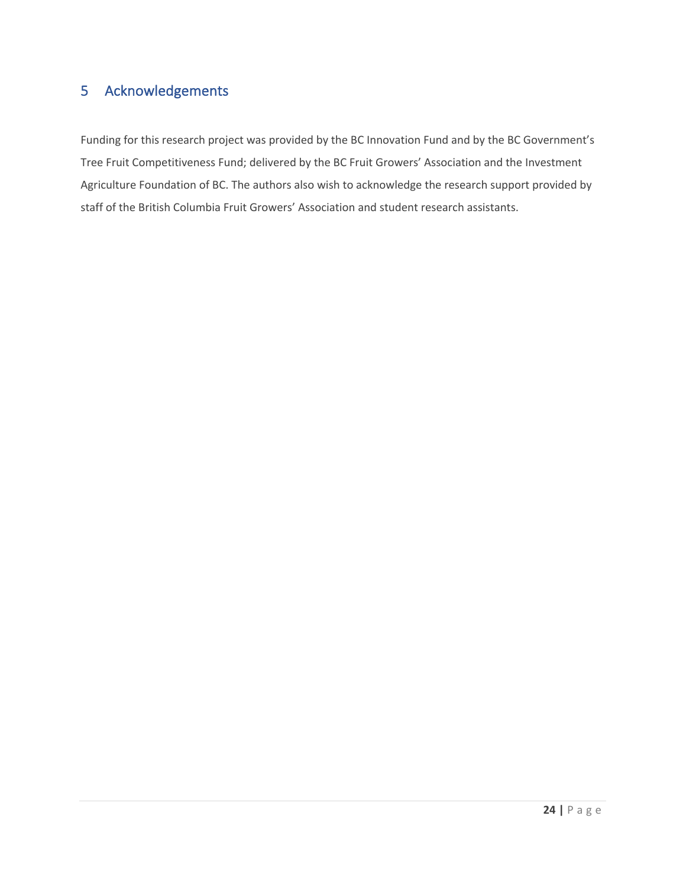# 5 Acknowledgements

Funding for this research project was provided by the BC Innovation Fund and by the BC Government's Tree Fruit Competitiveness Fund; delivered by the BC Fruit Growers' Association and the Investment Agriculture Foundation of BC. The authors also wish to acknowledge the research support provided by staff of the British Columbia Fruit Growers' Association and student research assistants.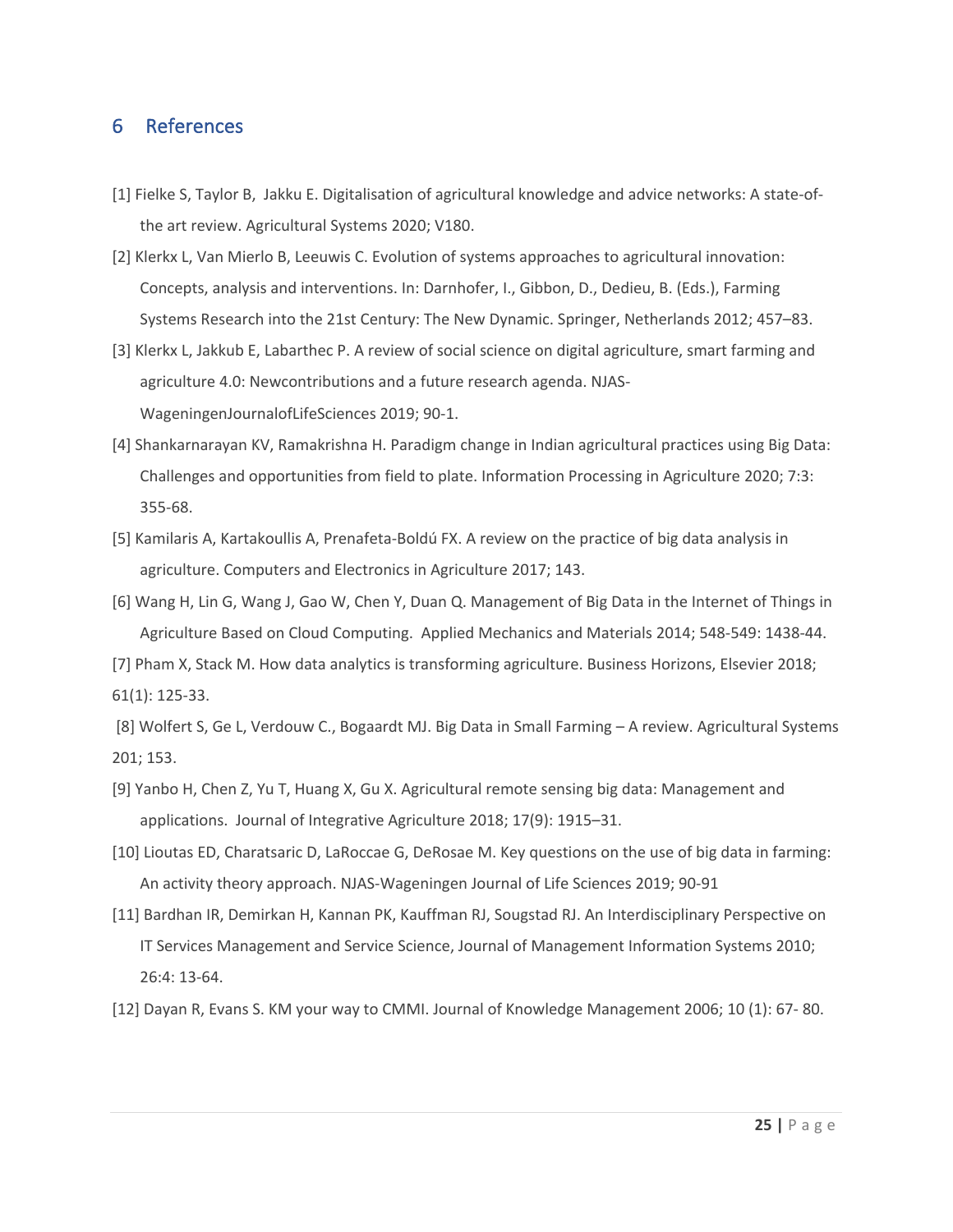# 6 References

[1] Fielke S, Taylor B, Jakku E. Digitalisation of agricultural knowledge and advice networks: A state-of-the art review. Agricultural Systems 2020; V180.

[2] Klerkx L, Van Mierlo B, Leeuwis C. Evolution of systems approaches to agricultural innovation: Concepts, analysis and interventions. In: Darnhofer, I., Gibbon, D., Dedieu, B. (Eds.), Farming Systems Research into the 21st Century: The New Dynamic. Springer, Netherlands 2012; 457–83.

[3] Klerkx L, Jakkub E, Labarthec P. A review of social science on digital agriculture, smart farming and agriculture 4.0: Newcontributions and a future research agenda. NJAS-WageningenJournalofLifeSciences 2019; 90-1.

[4] Shankarnarayan KV, Ramakrishna H. Paradigm change in Indian agricultural practices using Big Data: Challenges and opportunities from field to plate. Information Processing in Agriculture 2020; 7:3: 355-68.

[5] Kamilaris A, Kartakoullis A, Prenafeta-Boldú FX. A review on the practice of big data analysis in agriculture. Computers and Electronics in Agriculture 2017; 143.

[6] Wang H, Lin G, Wang J, Gao W, Chen Y, Duan Q. Management of Big Data in the Internet of Things in Agriculture Based on Cloud Computing. Applied Mechanics and Materials 2014; 548-549: 1438-44.

[7] Pham X, Stack M. How data analytics is transforming agriculture. Business Horizons, Elsevier 2018; 61(1): 125-33.

[8] Wolfert S, Ge L, Verdouw C., Bogaardt MJ. Big Data in Small Farming – A review. Agricultural Systems 201; 153.

[9] Yanbo H, Chen Z, Yu T, Huang X, Gu X. Agricultural remote sensing big data: Management and applications. Journal of Integrative Agriculture 2018; 17(9): 1915–31.

[10] Lioutas ED, Charatsaric D, LaRoccae G, DeRosae M. Key questions on the use of big data in farming: An activity theory approach. NJAS-Wageningen Journal of Life Sciences 2019; 90-91

[11] Bardhan IR, Demirkan H, Kannan PK, Kauffman RJ, Sougstad RJ. An Interdisciplinary Perspective on IT Services Management and Service Science, Journal of Management Information Systems 2010; 26:4: 13-64.

[12] Dayan R, Evans S. KM your way to CMMI. Journal of Knowledge Management 2006; 10 (1): 67- 80.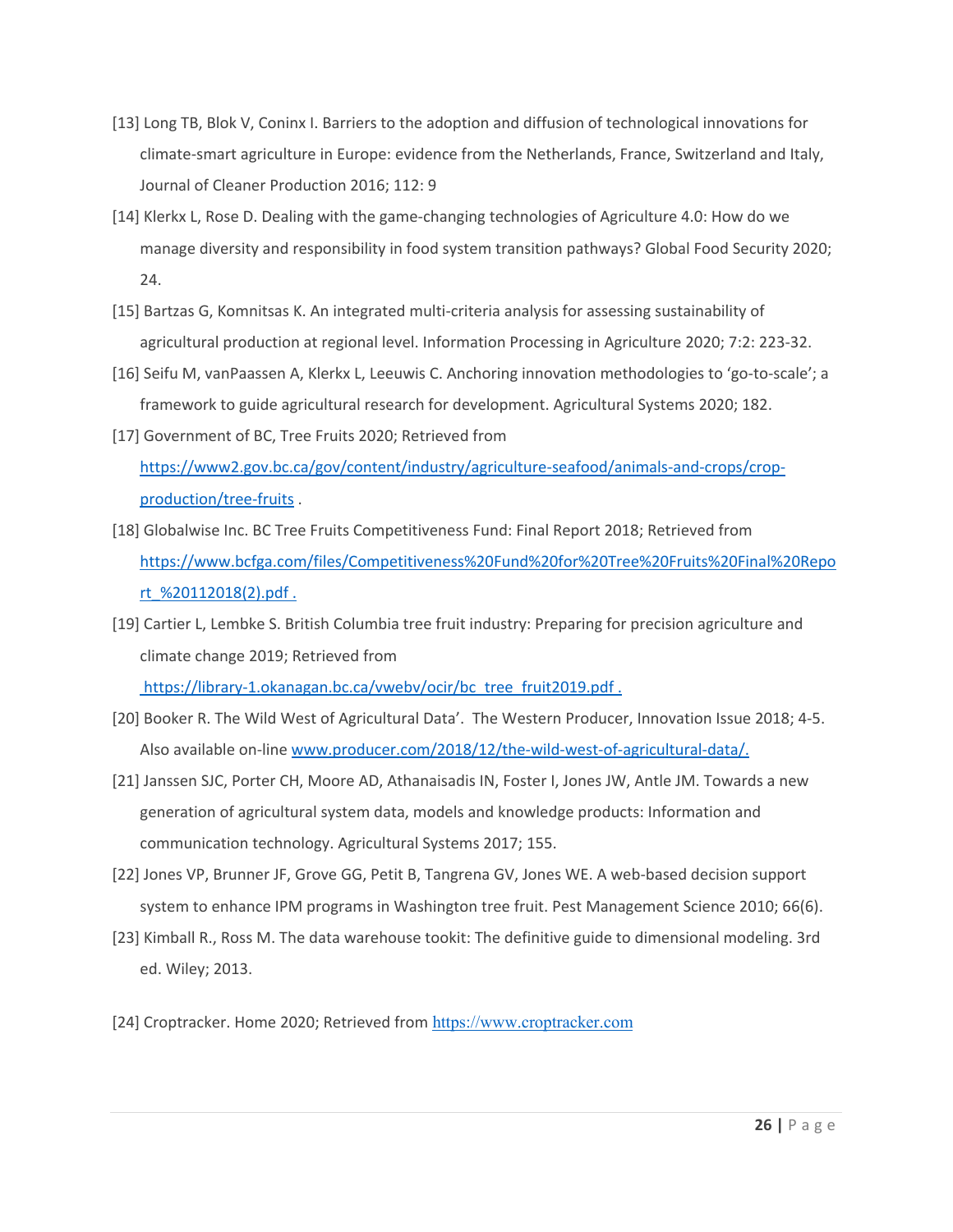[13] Long TB, Blok V, Coninx I. Barriers to the adoption and diffusion of technological innovations for climate-smart agriculture in Europe: evidence from the Netherlands, France, Switzerland and Italy, Journal of Cleaner Production 2016; 112: 9

[14] Klerkx L, Rose D. Dealing with the game-changing technologies of Agriculture 4.0: How do we manage diversity and responsibility in food system transition pathways? Global Food Security 2020; 24.

[15] Bartzas G, Komnitsas K. An integrated multi-criteria analysis for assessing sustainability of agricultural production at regional level. Information Processing in Agriculture 2020; 7:2: 223-32.

[16] Seifu M, vanPaassen A, Klerkx L, Leeuwis C. Anchoring innovation methodologies to 'go-to-scale'; a framework to guide agricultural research for development. Agricultural Systems 2020; 182.

[17] Government of BC, Tree Fruits 2020; Retrieved from https://www2.gov.bc.ca/gov/content/industry/agriculture-seafood/animals-and-crops/crop-production/tree-fruits .

[18] Globalwise Inc. BC Tree Fruits Competitiveness Fund: Final Report 2018; Retrieved from https://www.bcfga.com/files/Competitiveness%20Fund%20for%20Tree%20Fruits%20Final%20Report_%20112018(2).pdf .

[19] Cartier L, Lembke S. British Columbia tree fruit industry: Preparing for precision agriculture and climate change 2019; Retrieved from https://library-1.okanagan.bc.ca/vwebv/ocir/bc_tree_fruit2019.pdf .

[20] Booker R. The Wild West of Agricultural Data'. The Western Producer, Innovation Issue 2018; 4-5. Also available on-line www.producer.com/2018/12/the-wild-west-of-agricultural-data/.

[21] Janssen SJC, Porter CH, Moore AD, Athanaisadis IN, Foster I, Jones JW, Antle JM. Towards a new generation of agricultural system data, models and knowledge products: Information and communication technology. Agricultural Systems 2017; 155.

[22] Jones VP, Brunner JF, Grove GG, Petit B, Tangrena GV, Jones WE. A web-based decision support system to enhance IPM programs in Washington tree fruit. Pest Management Science 2010; 66(6).

[23] Kimball R., Ross M. The data warehouse tookit: The definitive guide to dimensional modeling. 3rd ed. Wiley; 2013.

[24] Croptracker. Home 2020; Retrieved from https://www.croptracker.com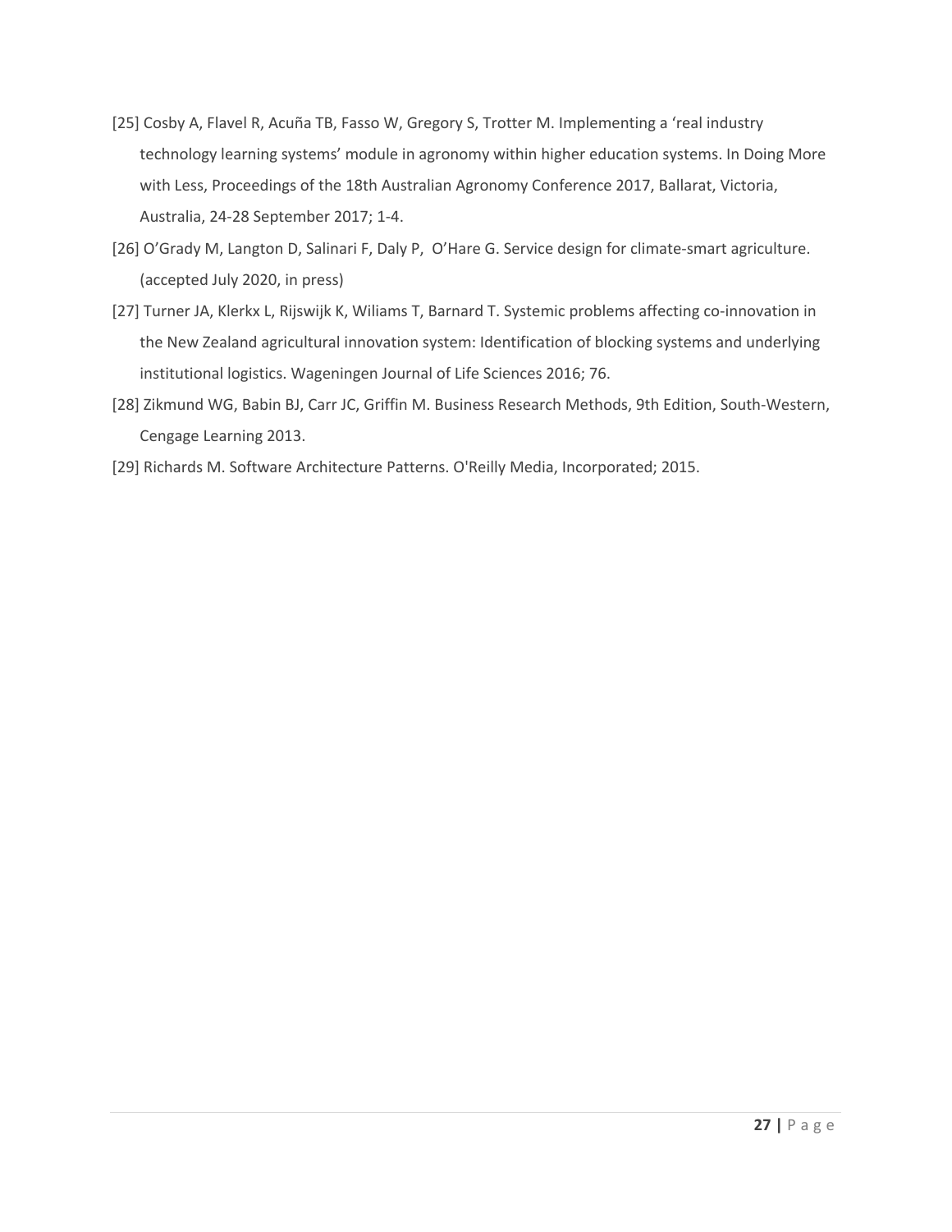[25] Cosby A, Flavel R, Acuña TB, Fasso W, Gregory S, Trotter M. Implementing a 'real industry technology learning systems' module in agronomy within higher education systems. In Doing More with Less, Proceedings of the 18th Australian Agronomy Conference 2017, Ballarat, Victoria, Australia, 24-28 September 2017; 1-4.

[26] O'Grady M, Langton D, Salinari F, Daly P, O'Hare G. Service design for climate-smart agriculture. (accepted July 2020, in press)

[27] Turner JA, Klerkx L, Rijswijk K, Wiliams T, Barnard T. Systemic problems affecting co-innovation in the New Zealand agricultural innovation system: Identification of blocking systems and underlying institutional logistics. Wageningen Journal of Life Sciences 2016; 76.

[28] Zikmund WG, Babin BJ, Carr JC, Griffin M. Business Research Methods, 9th Edition, South-Western, Cengage Learning 2013.

[29] Richards M. Software Architecture Patterns. O'Reilly Media, Incorporated; 2015.